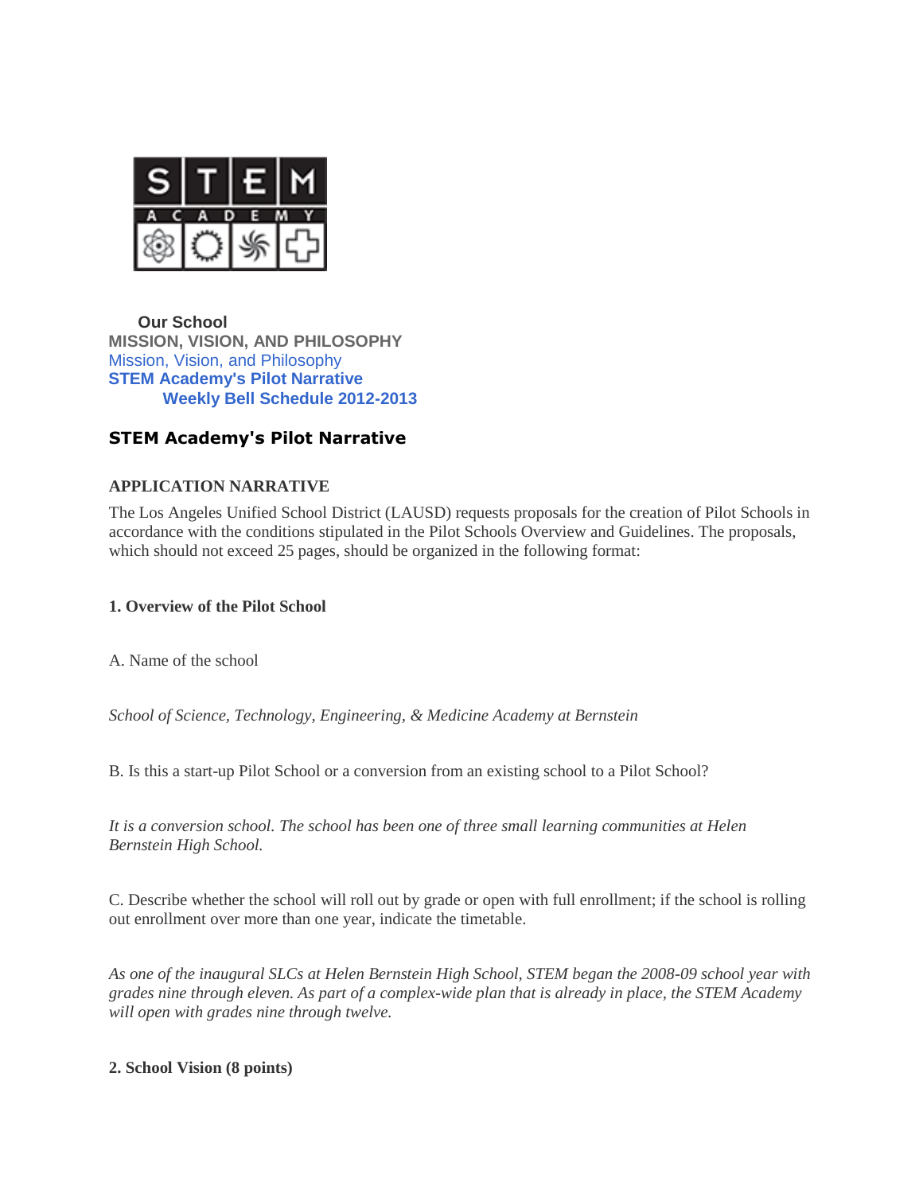Our School

**MISSION, VISION, AND PHILOSOPHY**

Mission, Vision, and Philosophy

**STEM Academy's Pilot Narrative**

**Weekly Bell Schedule 2012-2013**

## STEM Academy's Pilot Narrative

### APPLICATION NARRATIVE

The Los Angeles Unified School District (LAUSD) requests proposals for the creation of Pilot Schools in accordance with the conditions stipulated in the Pilot Schools Overview and Guidelines. The proposals, which should not exceed 25 pages, should be organized in the following format:

### 1. Overview of the Pilot School

A. Name of the school

*School of Science, Technology, Engineering, & Medicine Academy at Bernstein*

B. Is this a start-up Pilot School or a conversion from an existing school to a Pilot School?

*It is a conversion school. The school has been one of three small learning communities at Helen Bernstein High School.*

C. Describe whether the school will roll out by grade or open with full enrollment; if the school is rolling out enrollment over more than one year, indicate the timetable.

*As one of the inaugural SLCs at Helen Bernstein High School, STEM began the 2008-09 school year with grades nine through eleven. As part of a complex-wide plan that is already in place, the STEM Academy will open with grades nine through twelve.*

### 2. School Vision (8 points)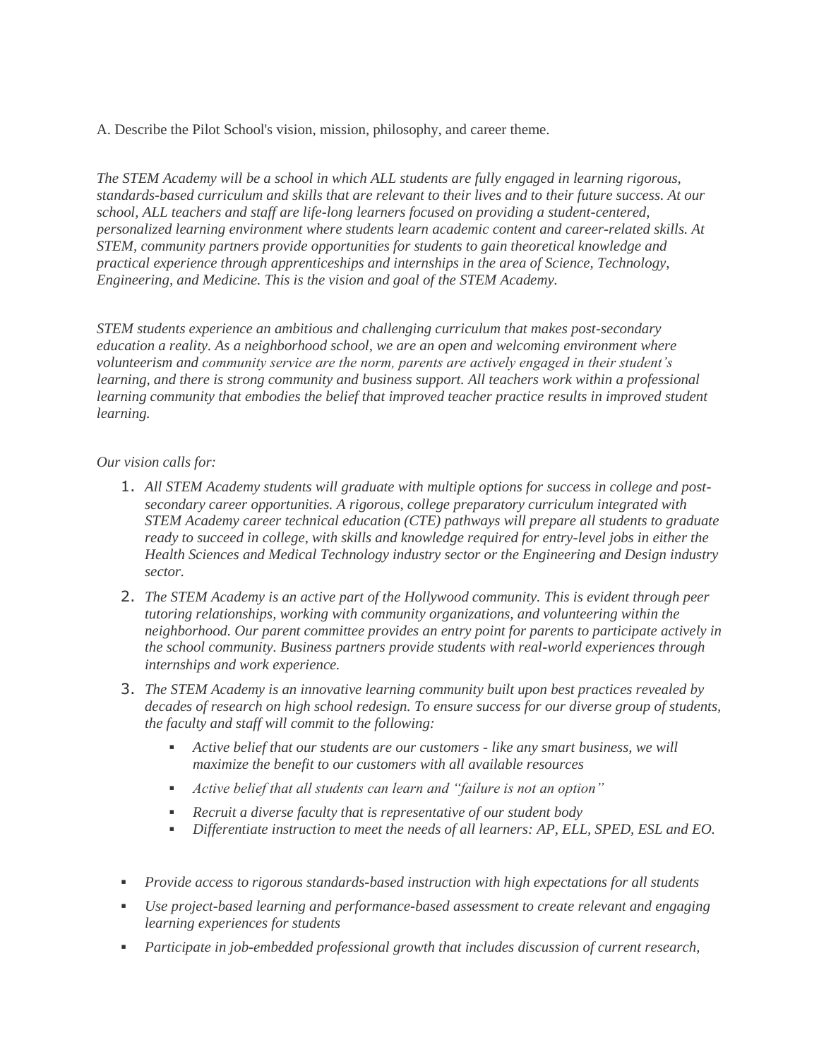A. Describe the Pilot School's vision, mission, philosophy, and career theme.

*The STEM Academy will be a school in which ALL students are fully engaged in learning rigorous, standards-based curriculum and skills that are relevant to their lives and to their future success. At our school, ALL teachers and staff are life-long learners focused on providing a student-centered, personalized learning environment where students learn academic content and career-related skills. At STEM, community partners provide opportunities for students to gain theoretical knowledge and practical experience through apprenticeships and internships in the area of Science, Technology, Engineering, and Medicine. This is the vision and goal of the STEM Academy.*

*STEM students experience an ambitious and challenging curriculum that makes post-secondary education a reality. As a neighborhood school, we are an open and welcoming environment where volunteerism and community service are the norm, parents are actively engaged in their student's learning, and there is strong community and business support. All teachers work within a professional learning community that embodies the belief that improved teacher practice results in improved student learning.*

*Our vision calls for:*

1. *All STEM Academy students will graduate with multiple options for success in college and post-secondary career opportunities. A rigorous, college preparatory curriculum integrated with STEM Academy career technical education (CTE) pathways will prepare all students to graduate ready to succeed in college, with skills and knowledge required for entry-level jobs in either the Health Sciences and Medical Technology industry sector or the Engineering and Design industry sector.*
2. *The STEM Academy is an active part of the Hollywood community. This is evident through peer tutoring relationships, working with community organizations, and volunteering within the neighborhood. Our parent committee provides an entry point for parents to participate actively in the school community. Business partners provide students with real-world experiences through internships and work experience.*
3. *The STEM Academy is an innovative learning community built upon best practices revealed by decades of research on high school redesign. To ensure success for our diverse group of students, the faculty and staff will commit to the following:*
   - *Active belief that our students are our customers - like any smart business, we will maximize the benefit to our customers with all available resources*
   - *Active belief that all students can learn and "failure is not an option"*
   - *Recruit a diverse faculty that is representative of our student body*
   - *Differentiate instruction to meet the needs of all learners: AP, ELL, SPED, ESL and EO.*

- *Provide access to rigorous standards-based instruction with high expectations for all students*
- *Use project-based learning and performance-based assessment to create relevant and engaging learning experiences for students*
- *Participate in job-embedded professional growth that includes discussion of current research,*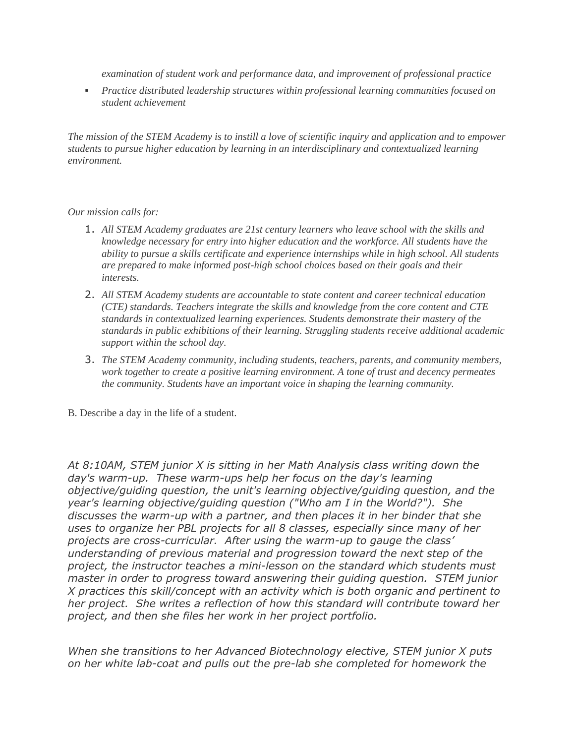*examination of student work and performance data, and improvement of professional practice*

- *Practice distributed leadership structures within professional learning communities focused on student achievement*

*The mission of the STEM Academy is to instill a love of scientific inquiry and application and to empower students to pursue higher education by learning in an interdisciplinary and contextualized learning environment.*

*Our mission calls for:*

1. *All STEM Academy graduates are 21st century learners who leave school with the skills and knowledge necessary for entry into higher education and the workforce. All students have the ability to pursue a skills certificate and experience internships while in high school. All students are prepared to make informed post-high school choices based on their goals and their interests.*
2. *All STEM Academy students are accountable to state content and career technical education (CTE) standards. Teachers integrate the skills and knowledge from the core content and CTE standards in contextualized learning experiences. Students demonstrate their mastery of the standards in public exhibitions of their learning. Struggling students receive additional academic support within the school day.*
3. *The STEM Academy community, including students, teachers, parents, and community members, work together to create a positive learning environment. A tone of trust and decency permeates the community. Students have an important voice in shaping the learning community.*

B. Describe a day in the life of a student.

*At 8:10AM, STEM junior X is sitting in her Math Analysis class writing down the day's warm-up. These warm-ups help her focus on the day's learning objective/guiding question, the unit's learning objective/guiding question, and the year's learning objective/guiding question ("Who am I in the World?"). She discusses the warm-up with a partner, and then places it in her binder that she uses to organize her PBL projects for all 8 classes, especially since many of her projects are cross-curricular. After using the warm-up to gauge the class' understanding of previous material and progression toward the next step of the project, the instructor teaches a mini-lesson on the standard which students must master in order to progress toward answering their guiding question. STEM junior X practices this skill/concept with an activity which is both organic and pertinent to her project. She writes a reflection of how this standard will contribute toward her project, and then she files her work in her project portfolio.*

*When she transitions to her Advanced Biotechnology elective, STEM junior X puts on her white lab-coat and pulls out the pre-lab she completed for homework the*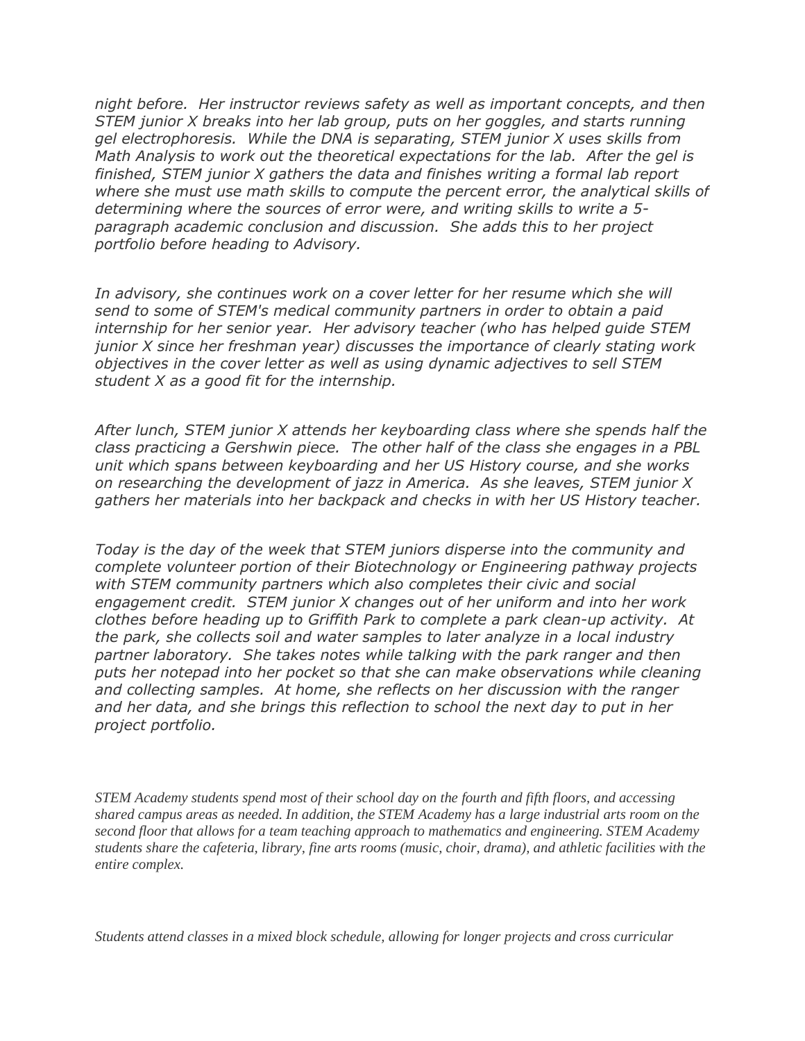*night before. Her instructor reviews safety as well as important concepts, and then STEM junior X breaks into her lab group, puts on her goggles, and starts running gel electrophoresis. While the DNA is separating, STEM junior X uses skills from Math Analysis to work out the theoretical expectations for the lab. After the gel is finished, STEM junior X gathers the data and finishes writing a formal lab report where she must use math skills to compute the percent error, the analytical skills of determining where the sources of error were, and writing skills to write a 5-paragraph academic conclusion and discussion. She adds this to her project portfolio before heading to Advisory.*

*In advisory, she continues work on a cover letter for her resume which she will send to some of STEM's medical community partners in order to obtain a paid internship for her senior year. Her advisory teacher (who has helped guide STEM junior X since her freshman year) discusses the importance of clearly stating work objectives in the cover letter as well as using dynamic adjectives to sell STEM student X as a good fit for the internship.*

*After lunch, STEM junior X attends her keyboarding class where she spends half the class practicing a Gershwin piece. The other half of the class she engages in a PBL unit which spans between keyboarding and her US History course, and she works on researching the development of jazz in America. As she leaves, STEM junior X gathers her materials into her backpack and checks in with her US History teacher.*

*Today is the day of the week that STEM juniors disperse into the community and complete volunteer portion of their Biotechnology or Engineering pathway projects with STEM community partners which also completes their civic and social engagement credit. STEM junior X changes out of her uniform and into her work clothes before heading up to Griffith Park to complete a park clean-up activity. At the park, she collects soil and water samples to later analyze in a local industry partner laboratory. She takes notes while talking with the park ranger and then puts her notepad into her pocket so that she can make observations while cleaning and collecting samples. At home, she reflects on her discussion with the ranger and her data, and she brings this reflection to school the next day to put in her project portfolio.*

*STEM Academy students spend most of their school day on the fourth and fifth floors, and accessing shared campus areas as needed. In addition, the STEM Academy has a large industrial arts room on the second floor that allows for a team teaching approach to mathematics and engineering. STEM Academy students share the cafeteria, library, fine arts rooms (music, choir, drama), and athletic facilities with the entire complex.*

*Students attend classes in a mixed block schedule, allowing for longer projects and cross curricular*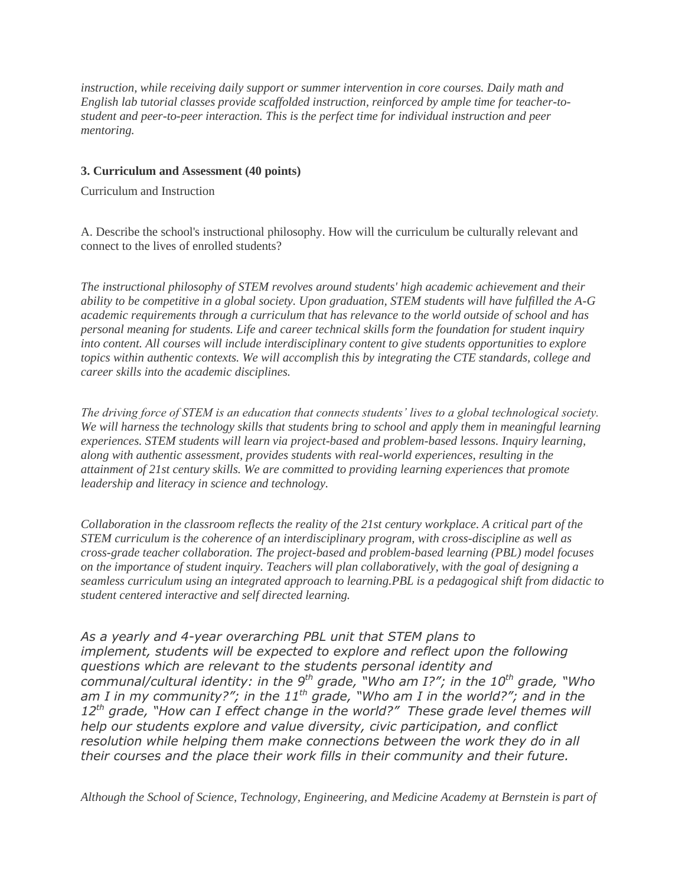*instruction, while receiving daily support or summer intervention in core courses. Daily math and English lab tutorial classes provide scaffolded instruction, reinforced by ample time for teacher-to-student and peer-to-peer interaction. This is the perfect time for individual instruction and peer mentoring.*

**3. Curriculum and Assessment (40 points)**

Curriculum and Instruction

A. Describe the school's instructional philosophy. How will the curriculum be culturally relevant and connect to the lives of enrolled students?

*The instructional philosophy of STEM revolves around students' high academic achievement and their ability to be competitive in a global society. Upon graduation, STEM students will have fulfilled the A-G academic requirements through a curriculum that has relevance to the world outside of school and has personal meaning for students. Life and career technical skills form the foundation for student inquiry into content. All courses will include interdisciplinary content to give students opportunities to explore topics within authentic contexts. We will accomplish this by integrating the CTE standards, college and career skills into the academic disciplines.*

*The driving force of STEM is an education that connects students' lives to a global technological society. We will harness the technology skills that students bring to school and apply them in meaningful learning experiences. STEM students will learn via project-based and problem-based lessons. Inquiry learning, along with authentic assessment, provides students with real-world experiences, resulting in the attainment of 21st century skills. We are committed to providing learning experiences that promote leadership and literacy in science and technology.*

*Collaboration in the classroom reflects the reality of the 21st century workplace. A critical part of the STEM curriculum is the coherence of an interdisciplinary program, with cross-discipline as well as cross-grade teacher collaboration. The project-based and problem-based learning (PBL) model focuses on the importance of student inquiry. Teachers will plan collaboratively, with the goal of designing a seamless curriculum using an integrated approach to learning.PBL is a pedagogical shift from didactic to student centered interactive and self directed learning.*

*As a yearly and 4-year overarching PBL unit that STEM plans to implement, students will be expected to explore and reflect upon the following questions which are relevant to the students personal identity and communal/cultural identity: in the 9th grade, "Who am I?"; in the 10th grade, "Who am I in my community?"; in the 11th grade, "Who am I in the world?"; and in the 12th grade, "How can I effect change in the world?" These grade level themes will help our students explore and value diversity, civic participation, and conflict resolution while helping them make connections between the work they do in all their courses and the place their work fills in their community and their future.*

*Although the School of Science, Technology, Engineering, and Medicine Academy at Bernstein is part of*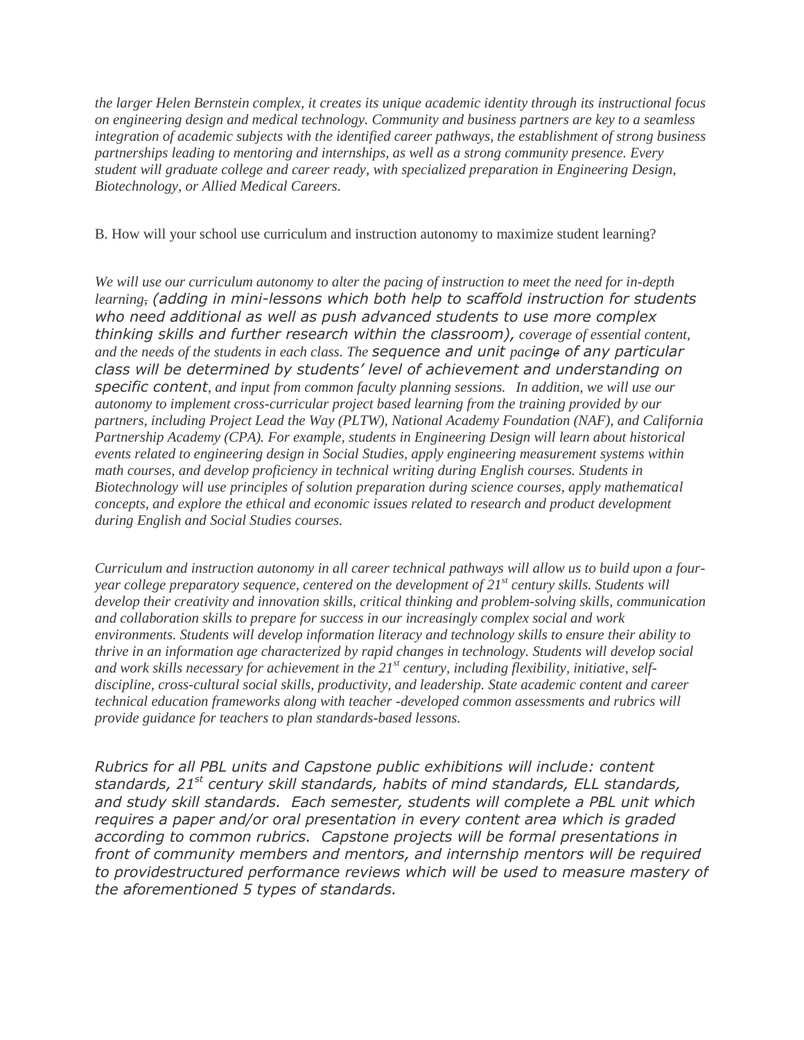*the larger Helen Bernstein complex, it creates its unique academic identity through its instructional focus on engineering design and medical technology. Community and business partners are key to a seamless integration of academic subjects with the identified career pathways, the establishment of strong business partnerships leading to mentoring and internships, as well as a strong community presence. Every student will graduate college and career ready, with specialized preparation in Engineering Design, Biotechnology, or Allied Medical Careers.*

B. How will your school use curriculum and instruction autonomy to maximize student learning?

*We will use our curriculum autonomy to alter the pacing of instruction to meet the need for in-depth learning, (adding in mini-lessons which both help to scaffold instruction for students who need additional as well as push advanced students to use more complex thinking skills and further research within the classroom), coverage of essential content, and the needs of the students in each class. The sequence and unit pacinge of any particular class will be determined by students' level of achievement and understanding on specific content, and input from common faculty planning sessions. In addition, we will use our autonomy to implement cross-curricular project based learning from the training provided by our partners, including Project Lead the Way (PLTW), National Academy Foundation (NAF), and California Partnership Academy (CPA). For example, students in Engineering Design will learn about historical events related to engineering design in Social Studies, apply engineering measurement systems within math courses, and develop proficiency in technical writing during English courses. Students in Biotechnology will use principles of solution preparation during science courses, apply mathematical concepts, and explore the ethical and economic issues related to research and product development during English and Social Studies courses.*

*Curriculum and instruction autonomy in all career technical pathways will allow us to build upon a four-year college preparatory sequence, centered on the development of 21st century skills. Students will develop their creativity and innovation skills, critical thinking and problem-solving skills, communication and collaboration skills to prepare for success in our increasingly complex social and work environments. Students will develop information literacy and technology skills to ensure their ability to thrive in an information age characterized by rapid changes in technology. Students will develop social and work skills necessary for achievement in the 21st century, including flexibility, initiative, self-discipline, cross-cultural social skills, productivity, and leadership. State academic content and career technical education frameworks along with teacher -developed common assessments and rubrics will provide guidance for teachers to plan standards-based lessons.*

*Rubrics for all PBL units and Capstone public exhibitions will include: content standards, 21st century skill standards, habits of mind standards, ELL standards, and study skill standards. Each semester, students will complete a PBL unit which requires a paper and/or oral presentation in every content area which is graded according to common rubrics. Capstone projects will be formal presentations in front of community members and mentors, and internship mentors will be required to providestructured performance reviews which will be used to measure mastery of the aforementioned 5 types of standards.*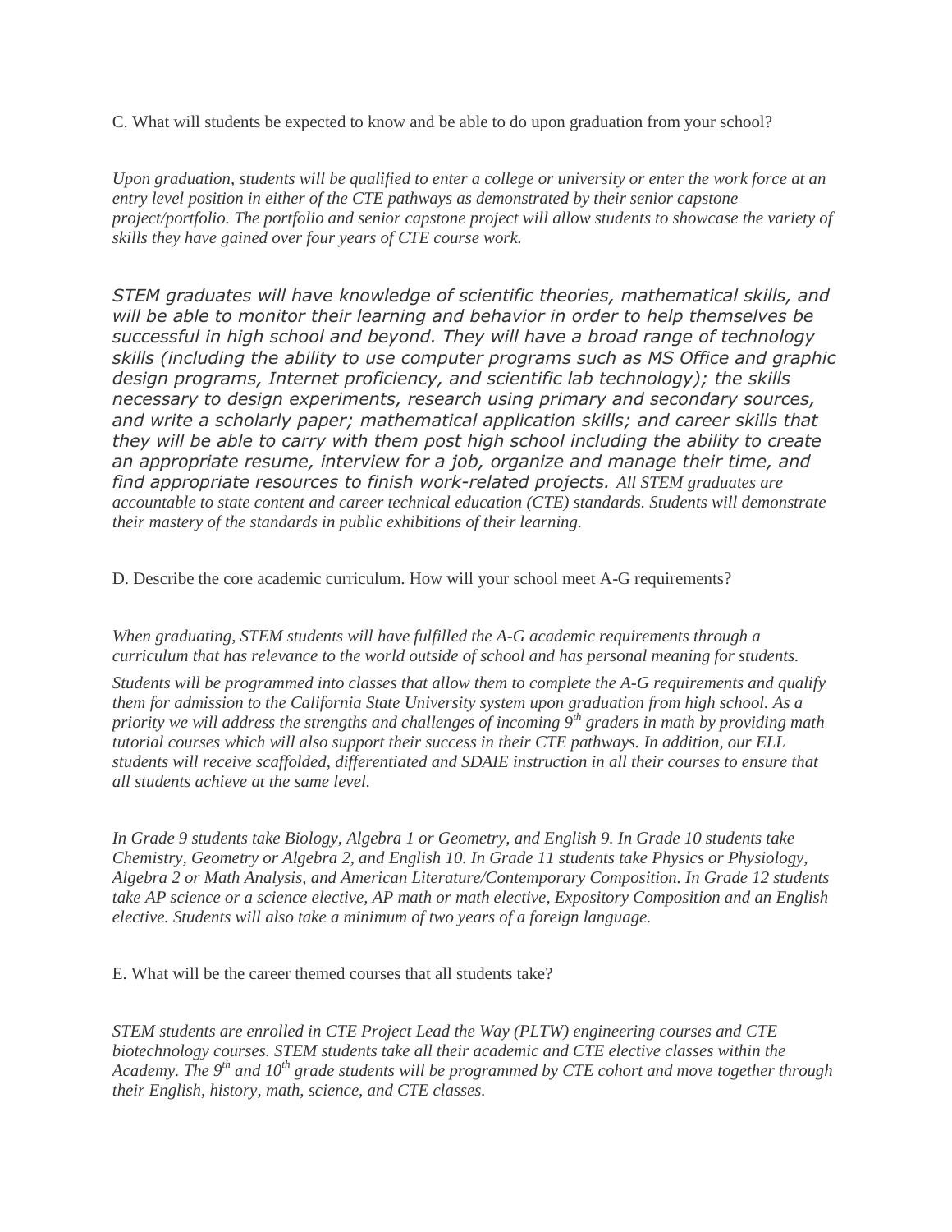C. What will students be expected to know and be able to do upon graduation from your school?

*Upon graduation, students will be qualified to enter a college or university or enter the work force at an entry level position in either of the CTE pathways as demonstrated by their senior capstone project/portfolio. The portfolio and senior capstone project will allow students to showcase the variety of skills they have gained over four years of CTE course work.*

*STEM graduates will have knowledge of scientific theories, mathematical skills, and will be able to monitor their learning and behavior in order to help themselves be successful in high school and beyond. They will have a broad range of technology skills (including the ability to use computer programs such as MS Office and graphic design programs, Internet proficiency, and scientific lab technology); the skills necessary to design experiments, research using primary and secondary sources, and write a scholarly paper; mathematical application skills; and career skills that they will be able to carry with them post high school including the ability to create an appropriate resume, interview for a job, organize and manage their time, and find appropriate resources to finish work-related projects. All STEM graduates are accountable to state content and career technical education (CTE) standards. Students will demonstrate their mastery of the standards in public exhibitions of their learning.*

D. Describe the core academic curriculum. How will your school meet A-G requirements?

*When graduating, STEM students will have fulfilled the A-G academic requirements through a curriculum that has relevance to the world outside of school and has personal meaning for students.*

*Students will be programmed into classes that allow them to complete the A-G requirements and qualify them for admission to the California State University system upon graduation from high school. As a priority we will address the strengths and challenges of incoming 9th graders in math by providing math tutorial courses which will also support their success in their CTE pathways. In addition, our ELL students will receive scaffolded, differentiated and SDAIE instruction in all their courses to ensure that all students achieve at the same level.*

*In Grade 9 students take Biology, Algebra 1 or Geometry, and English 9. In Grade 10 students take Chemistry, Geometry or Algebra 2, and English 10. In Grade 11 students take Physics or Physiology, Algebra 2 or Math Analysis, and American Literature/Contemporary Composition. In Grade 12 students take AP science or a science elective, AP math or math elective, Expository Composition and an English elective. Students will also take a minimum of two years of a foreign language.*

E. What will be the career themed courses that all students take?

*STEM students are enrolled in CTE Project Lead the Way (PLTW) engineering courses and CTE biotechnology courses. STEM students take all their academic and CTE elective classes within the Academy. The 9th and 10th grade students will be programmed by CTE cohort and move together through their English, history, math, science, and CTE classes.*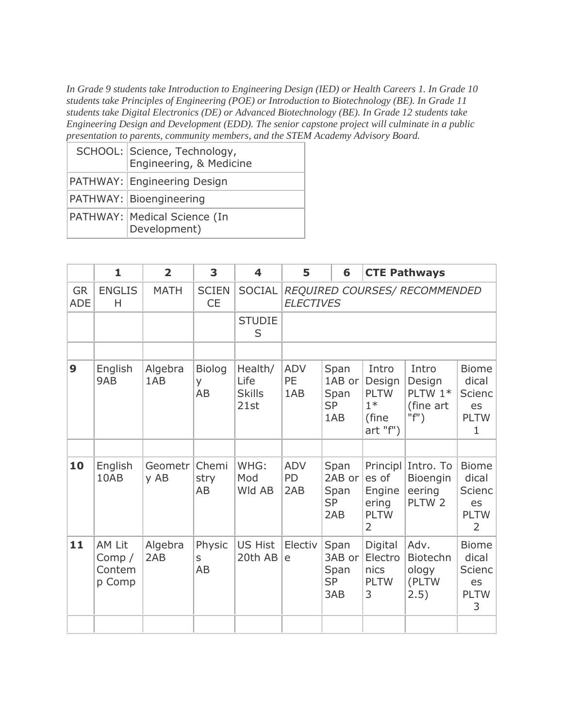*In Grade 9 students take Introduction to Engineering Design (IED) or Health Careers 1. In Grade 10 students take Principles of Engineering (POE) or Introduction to Biotechnology (BE). In Grade 11 students take Digital Electronics (DE) or Advanced Biotechnology (BE). In Grade 12 students take Engineering Design and Development (EDD). The senior capstone project will culminate in a public presentation to parents, community members, and the STEM Academy Advisory Board.*

| SCHOOL: | Science, Technology, Engineering, & Medicine |
|---|---|
| PATHWAY: | Engineering Design |
| PATHWAY: | Bioengineering |
| PATHWAY: | Medical Science (In Development) |

| | 1 | 2 | 3 | 4 | 5 | 6 | CTE Pathways | | |
|---|---|---|---|---|---|---|---|---|---|
| GRADE | ENGLISH | MATH | SCIENCE | SOCIAL | *REQUIRED COURSES/ RECOMMENDED ELECTIVES* | | | | |
| | | | | STUDIES | | | | | |
| | | | | | | | | | |
| **9** | English 9AB | Algebra 1AB | Biology AB | Health/ Life Skills 21st | ADV PE 1AB | Span 1AB or Span SP 1AB | Intro Design PLTW 1* (fine art "f") | Intro Design PLTW 1* (fine art "f") | Biomedical Sciences PLTW 1 |
| | | | | | | | | | |
| **10** | English 10AB | Geometry AB | Chemistry AB | WHG: Mod Wld AB | ADV PD 2AB | Span 2AB or Span SP 2AB | Principles of Engineering PLTW 2 | Intro. To Bioengineering PLTW 2 | Biomedical Sciences PLTW 2 |
| **11** | AM Lit Comp / Contemp Comp | Algebra 2AB | Physics AB | US Hist 20th AB | Elective | Span 3AB or Span SP 3AB | Digital Electronics PLTW 3 | Adv. Biotechnology (PLTW 2.5) | Biomedical Sciences PLTW 3 |
| | | | | | | | | | |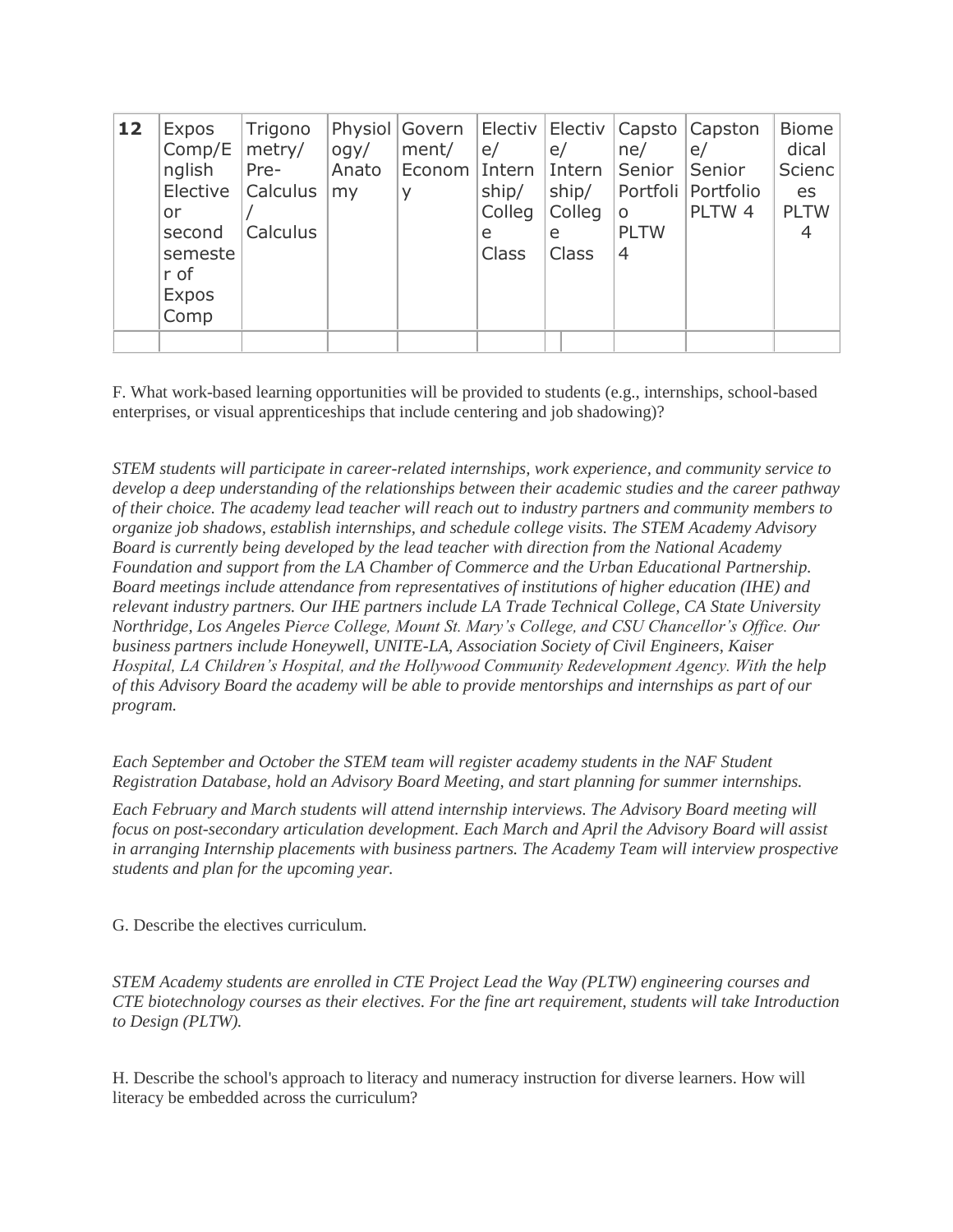| 12 | Expos Comp/English Elective or second semester of Expos Comp | Trigonometry/ Pre-Calculus / Calculus | Physiology/ Anatomy | Government/ Economy | Elective/ Internship/ College Class | Elective/ Internship/ College Class | Capstone/ Senior Portfolio PLTW 4 | Capstone/ Senior Portfolio PLTW 4 | Biomedical Sciences PLTW 4 |
|---|---|---|---|---|---|---|---|---|---|
| | | | | | | | | | |

F. What work-based learning opportunities will be provided to students (e.g., internships, school-based enterprises, or visual apprenticeships that include centering and job shadowing)?

*STEM students will participate in career-related internships, work experience, and community service to develop a deep understanding of the relationships between their academic studies and the career pathway of their choice. The academy lead teacher will reach out to industry partners and community members to organize job shadows, establish internships, and schedule college visits. The STEM Academy Advisory Board is currently being developed by the lead teacher with direction from the National Academy Foundation and support from the LA Chamber of Commerce and the Urban Educational Partnership. Board meetings include attendance from representatives of institutions of higher education (IHE) and relevant industry partners. Our IHE partners include LA Trade Technical College, CA State University Northridge, Los Angeles Pierce College, Mount St. Mary's College, and CSU Chancellor's Office. Our business partners include Honeywell, UNITE-LA, Association Society of Civil Engineers, Kaiser Hospital, LA Children's Hospital, and the Hollywood Community Redevelopment Agency. With the help of this Advisory Board the academy will be able to provide mentorships and internships as part of our program.*

*Each September and October the STEM team will register academy students in the NAF Student Registration Database, hold an Advisory Board Meeting, and start planning for summer internships.*

*Each February and March students will attend internship interviews. The Advisory Board meeting will focus on post-secondary articulation development. Each March and April the Advisory Board will assist in arranging Internship placements with business partners. The Academy Team will interview prospective students and plan for the upcoming year.*

G. Describe the electives curriculum.

*STEM Academy students are enrolled in CTE Project Lead the Way (PLTW) engineering courses and CTE biotechnology courses as their electives. For the fine art requirement, students will take Introduction to Design (PLTW).*

H. Describe the school's approach to literacy and numeracy instruction for diverse learners. How will literacy be embedded across the curriculum?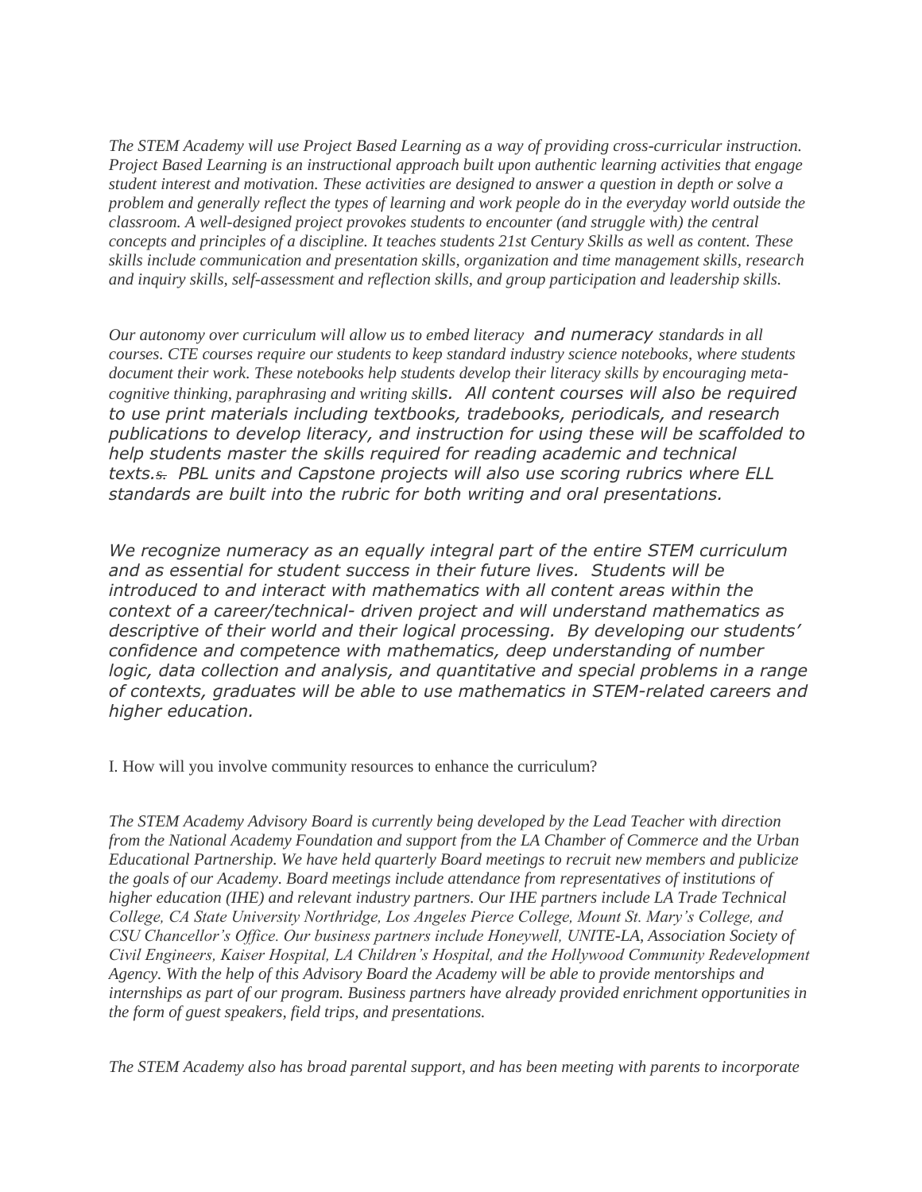*The STEM Academy will use Project Based Learning as a way of providing cross-curricular instruction. Project Based Learning is an instructional approach built upon authentic learning activities that engage student interest and motivation. These activities are designed to answer a question in depth or solve a problem and generally reflect the types of learning and work people do in the everyday world outside the classroom. A well-designed project provokes students to encounter (and struggle with) the central concepts and principles of a discipline. It teaches students 21st Century Skills as well as content. These skills include communication and presentation skills, organization and time management skills, research and inquiry skills, self-assessment and reflection skills, and group participation and leadership skills.*

*Our autonomy over curriculum will allow us to embed literacy and numeracy standards in all courses. CTE courses require our students to keep standard industry science notebooks, where students document their work. These notebooks help students develop their literacy skills by encouraging meta-cognitive thinking, paraphrasing and writing skills. All content courses will also be required to use print materials including textbooks, tradebooks, periodicals, and research publications to develop literacy, and instruction for using these will be scaffolded to help students master the skills required for reading academic and technical texts.~~s.~~ PBL units and Capstone projects will also use scoring rubrics where ELL standards are built into the rubric for both writing and oral presentations.*

*We recognize numeracy as an equally integral part of the entire STEM curriculum and as essential for student success in their future lives. Students will be introduced to and interact with mathematics with all content areas within the context of a career/technical- driven project and will understand mathematics as descriptive of their world and their logical processing. By developing our students' confidence and competence with mathematics, deep understanding of number logic, data collection and analysis, and quantitative and special problems in a range of contexts, graduates will be able to use mathematics in STEM-related careers and higher education.*

I. How will you involve community resources to enhance the curriculum?

*The STEM Academy Advisory Board is currently being developed by the Lead Teacher with direction from the National Academy Foundation and support from the LA Chamber of Commerce and the Urban Educational Partnership. We have held quarterly Board meetings to recruit new members and publicize the goals of our Academy. Board meetings include attendance from representatives of institutions of higher education (IHE) and relevant industry partners. Our IHE partners include LA Trade Technical College, CA State University Northridge, Los Angeles Pierce College, Mount St. Mary's College, and CSU Chancellor's Office. Our business partners include Honeywell, UNITE-LA, Association Society of Civil Engineers, Kaiser Hospital, LA Children's Hospital, and the Hollywood Community Redevelopment Agency. With the help of this Advisory Board the Academy will be able to provide mentorships and internships as part of our program. Business partners have already provided enrichment opportunities in the form of guest speakers, field trips, and presentations.*

*The STEM Academy also has broad parental support, and has been meeting with parents to incorporate*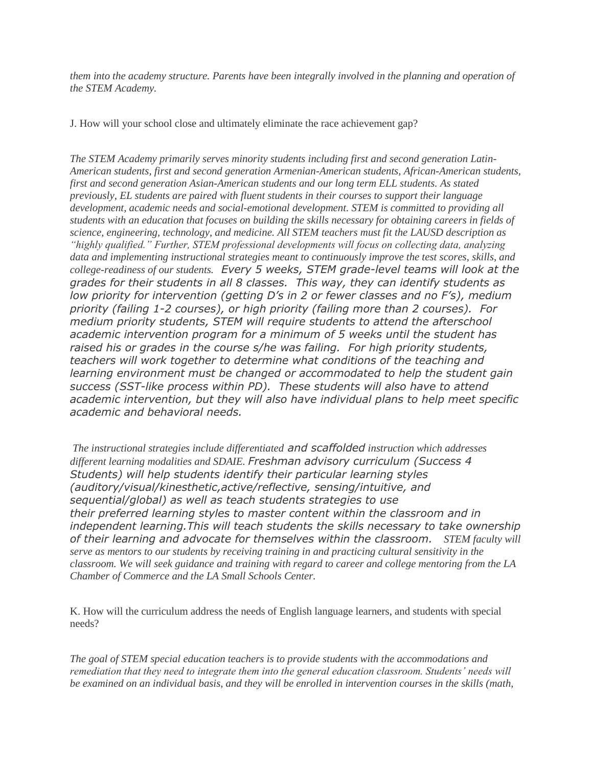*them into the academy structure. Parents have been integrally involved in the planning and operation of the STEM Academy.*

J. How will your school close and ultimately eliminate the race achievement gap?

*The STEM Academy primarily serves minority students including first and second generation Latin-American students, first and second generation Armenian-American students, African-American students, first and second generation Asian-American students and our long term ELL students. As stated previously, EL students are paired with fluent students in their courses to support their language development, academic needs and social-emotional development. STEM is committed to providing all students with an education that focuses on building the skills necessary for obtaining careers in fields of science, engineering, technology, and medicine. All STEM teachers must fit the LAUSD description as "highly qualified." Further, STEM professional developments will focus on collecting data, analyzing data and implementing instructional strategies meant to continuously improve the test scores, skills, and college-readiness of our students. Every 5 weeks, STEM grade-level teams will look at the grades for their students in all 8 classes. This way, they can identify students as low priority for intervention (getting D's in 2 or fewer classes and no F's), medium priority (failing 1-2 courses), or high priority (failing more than 2 courses). For medium priority students, STEM will require students to attend the afterschool academic intervention program for a minimum of 5 weeks until the student has raised his or grades in the course s/he was failing. For high priority students, teachers will work together to determine what conditions of the teaching and learning environment must be changed or accommodated to help the student gain success (SST-like process within PD). These students will also have to attend academic intervention, but they will also have individual plans to help meet specific academic and behavioral needs.*

*The instructional strategies include differentiated and scaffolded instruction which addresses different learning modalities and SDAIE. Freshman advisory curriculum (Success 4 Students) will help students identify their particular learning styles (auditory/visual/kinesthetic,active/reflective, sensing/intuitive, and sequential/global) as well as teach students strategies to use their preferred learning styles to master content within the classroom and in independent learning.This will teach students the skills necessary to take ownership of their learning and advocate for themselves within the classroom. STEM faculty will serve as mentors to our students by receiving training in and practicing cultural sensitivity in the classroom. We will seek guidance and training with regard to career and college mentoring from the LA Chamber of Commerce and the LA Small Schools Center.*

K. How will the curriculum address the needs of English language learners, and students with special needs?

*The goal of STEM special education teachers is to provide students with the accommodations and remediation that they need to integrate them into the general education classroom. Students' needs will be examined on an individual basis, and they will be enrolled in intervention courses in the skills (math,*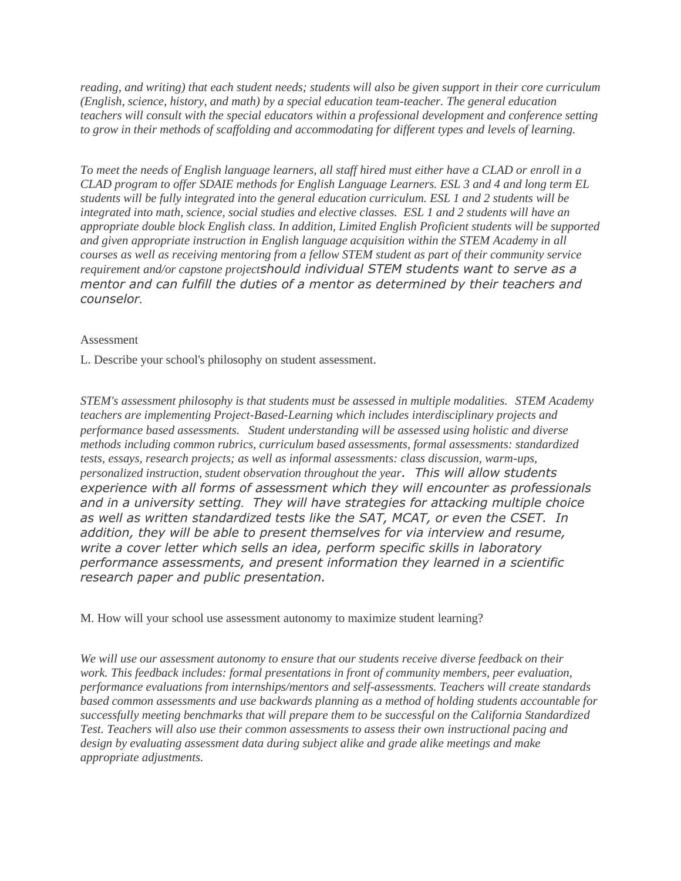*reading, and writing) that each student needs; students will also be given support in their core curriculum (English, science, history, and math) by a special education team-teacher. The general education teachers will consult with the special educators within a professional development and conference setting to grow in their methods of scaffolding and accommodating for different types and levels of learning.*

*To meet the needs of English language learners, all staff hired must either have a CLAD or enroll in a CLAD program to offer SDAIE methods for English Language Learners. ESL 3 and 4 and long term EL students will be fully integrated into the general education curriculum. ESL 1 and 2 students will be integrated into math, science, social studies and elective classes. ESL 1 and 2 students will have an appropriate double block English class. In addition, Limited English Proficient students will be supported and given appropriate instruction in English language acquisition within the STEM Academy in all courses as well as receiving mentoring from a fellow STEM student as part of their community service requirement and/or capstone projectshould individual STEM students want to serve as a mentor and can fulfill the duties of a mentor as determined by their teachers and counselor.*

Assessment

L. Describe your school's philosophy on student assessment.

*STEM's assessment philosophy is that students must be assessed in multiple modalities. STEM Academy teachers are implementing Project-Based-Learning which includes interdisciplinary projects and performance based assessments. Student understanding will be assessed using holistic and diverse methods including common rubrics, curriculum based assessments, formal assessments: standardized tests, essays, research projects; as well as informal assessments: class discussion, warm-ups, personalized instruction, student observation throughout the year. This will allow students experience with all forms of assessment which they will encounter as professionals and in a university setting. They will have strategies for attacking multiple choice as well as written standardized tests like the SAT, MCAT, or even the CSET. In addition, they will be able to present themselves for via interview and resume, write a cover letter which sells an idea, perform specific skills in laboratory performance assessments, and present information they learned in a scientific research paper and public presentation.*

M. How will your school use assessment autonomy to maximize student learning?

*We will use our assessment autonomy to ensure that our students receive diverse feedback on their work. This feedback includes: formal presentations in front of community members, peer evaluation, performance evaluations from internships/mentors and self-assessments. Teachers will create standards based common assessments and use backwards planning as a method of holding students accountable for successfully meeting benchmarks that will prepare them to be successful on the California Standardized Test. Teachers will also use their common assessments to assess their own instructional pacing and design by evaluating assessment data during subject alike and grade alike meetings and make appropriate adjustments.*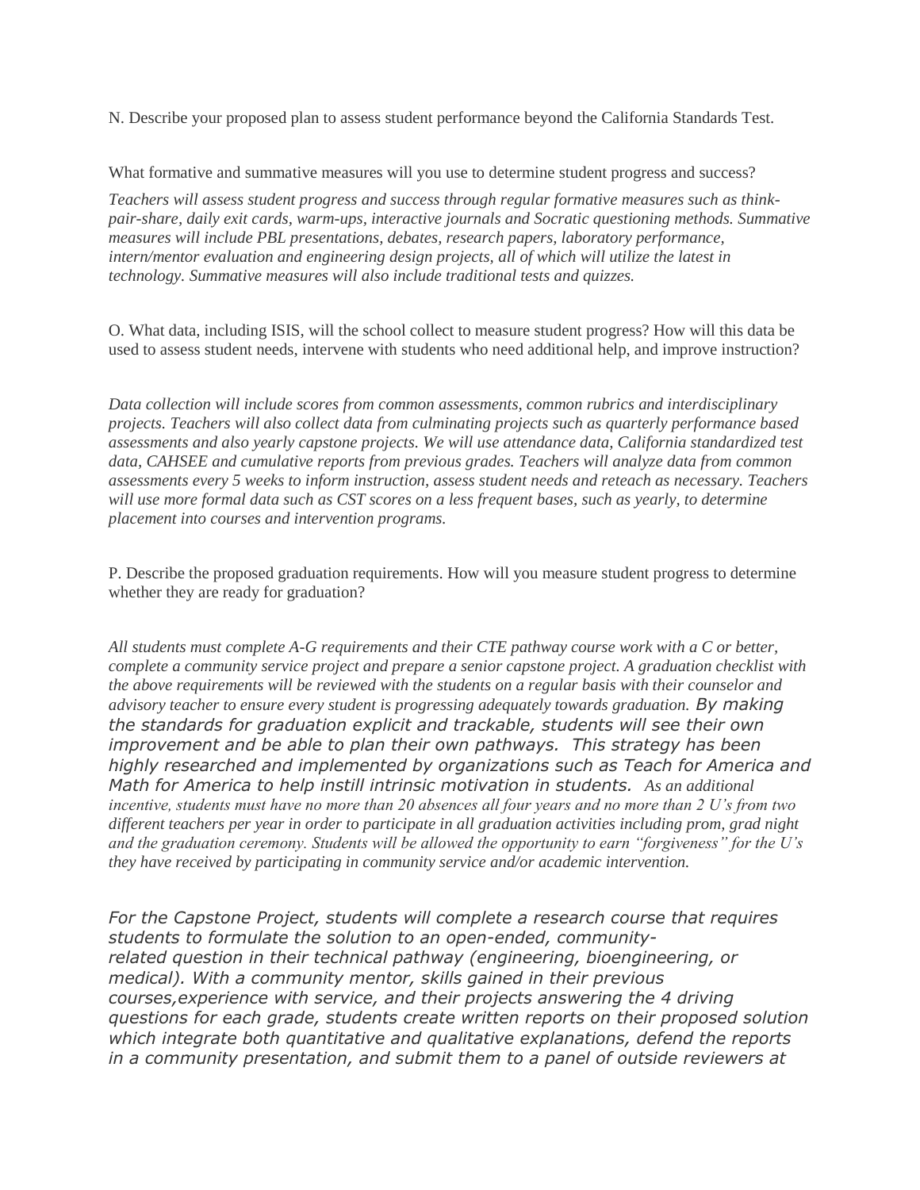N. Describe your proposed plan to assess student performance beyond the California Standards Test.

What formative and summative measures will you use to determine student progress and success?

*Teachers will assess student progress and success through regular formative measures such as think-pair-share, daily exit cards, warm-ups, interactive journals and Socratic questioning methods. Summative measures will include PBL presentations, debates, research papers, laboratory performance, intern/mentor evaluation and engineering design projects, all of which will utilize the latest in technology. Summative measures will also include traditional tests and quizzes.*

O. What data, including ISIS, will the school collect to measure student progress? How will this data be used to assess student needs, intervene with students who need additional help, and improve instruction?

*Data collection will include scores from common assessments, common rubrics and interdisciplinary projects. Teachers will also collect data from culminating projects such as quarterly performance based assessments and also yearly capstone projects. We will use attendance data, California standardized test data, CAHSEE and cumulative reports from previous grades. Teachers will analyze data from common assessments every 5 weeks to inform instruction, assess student needs and reteach as necessary. Teachers will use more formal data such as CST scores on a less frequent bases, such as yearly, to determine placement into courses and intervention programs.*

P. Describe the proposed graduation requirements. How will you measure student progress to determine whether they are ready for graduation?

*All students must complete A-G requirements and their CTE pathway course work with a C or better, complete a community service project and prepare a senior capstone project. A graduation checklist with the above requirements will be reviewed with the students on a regular basis with their counselor and advisory teacher to ensure every student is progressing adequately towards graduation. By making the standards for graduation explicit and trackable, students will see their own improvement and be able to plan their own pathways. This strategy has been highly researched and implemented by organizations such as Teach for America and Math for America to help instill intrinsic motivation in students. As an additional incentive, students must have no more than 20 absences all four years and no more than 2 U's from two different teachers per year in order to participate in all graduation activities including prom, grad night and the graduation ceremony. Students will be allowed the opportunity to earn "forgiveness" for the U's they have received by participating in community service and/or academic intervention.*

*For the Capstone Project, students will complete a research course that requires students to formulate the solution to an open-ended, community-related question in their technical pathway (engineering, bioengineering, or medical). With a community mentor, skills gained in their previous courses,experience with service, and their projects answering the 4 driving questions for each grade, students create written reports on their proposed solution which integrate both quantitative and qualitative explanations, defend the reports in a community presentation, and submit them to a panel of outside reviewers at*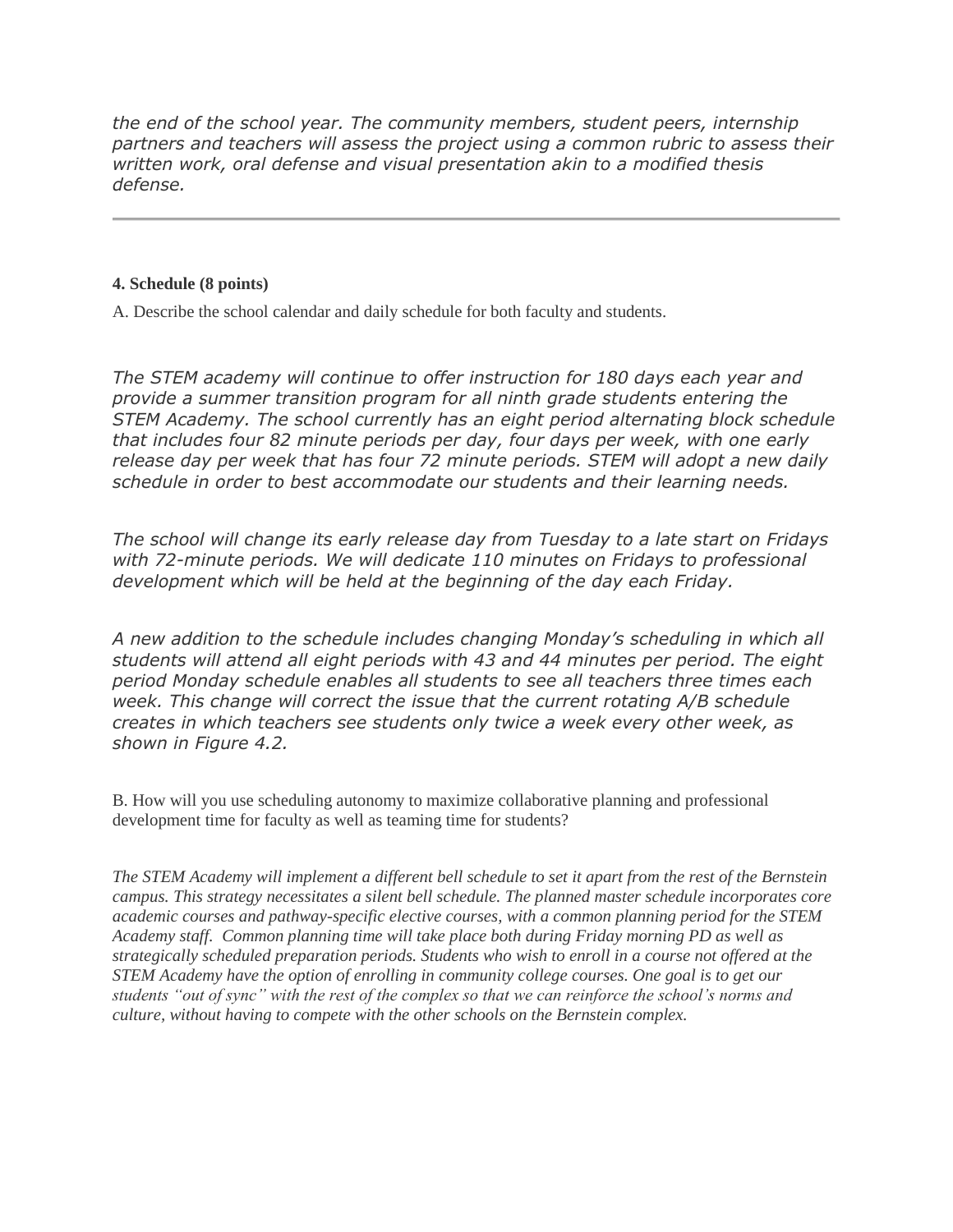*the end of the school year. The community members, student peers, internship partners and teachers will assess the project using a common rubric to assess their written work, oral defense and visual presentation akin to a modified thesis defense.*

---

**4. Schedule (8 points)**

A. Describe the school calendar and daily schedule for both faculty and students.

*The STEM academy will continue to offer instruction for 180 days each year and provide a summer transition program for all ninth grade students entering the STEM Academy. The school currently has an eight period alternating block schedule that includes four 82 minute periods per day, four days per week, with one early release day per week that has four 72 minute periods. STEM will adopt a new daily schedule in order to best accommodate our students and their learning needs.*

*The school will change its early release day from Tuesday to a late start on Fridays with 72-minute periods. We will dedicate 110 minutes on Fridays to professional development which will be held at the beginning of the day each Friday.*

*A new addition to the schedule includes changing Monday's scheduling in which all students will attend all eight periods with 43 and 44 minutes per period. The eight period Monday schedule enables all students to see all teachers three times each week. This change will correct the issue that the current rotating A/B schedule creates in which teachers see students only twice a week every other week, as shown in Figure 4.2.*

B. How will you use scheduling autonomy to maximize collaborative planning and professional development time for faculty as well as teaming time for students?

*The STEM Academy will implement a different bell schedule to set it apart from the rest of the Bernstein campus. This strategy necessitates a silent bell schedule. The planned master schedule incorporates core academic courses and pathway-specific elective courses, with a common planning period for the STEM Academy staff. Common planning time will take place both during Friday morning PD as well as strategically scheduled preparation periods. Students who wish to enroll in a course not offered at the STEM Academy have the option of enrolling in community college courses. One goal is to get our students "out of sync" with the rest of the complex so that we can reinforce the school's norms and culture, without having to compete with the other schools on the Bernstein complex.*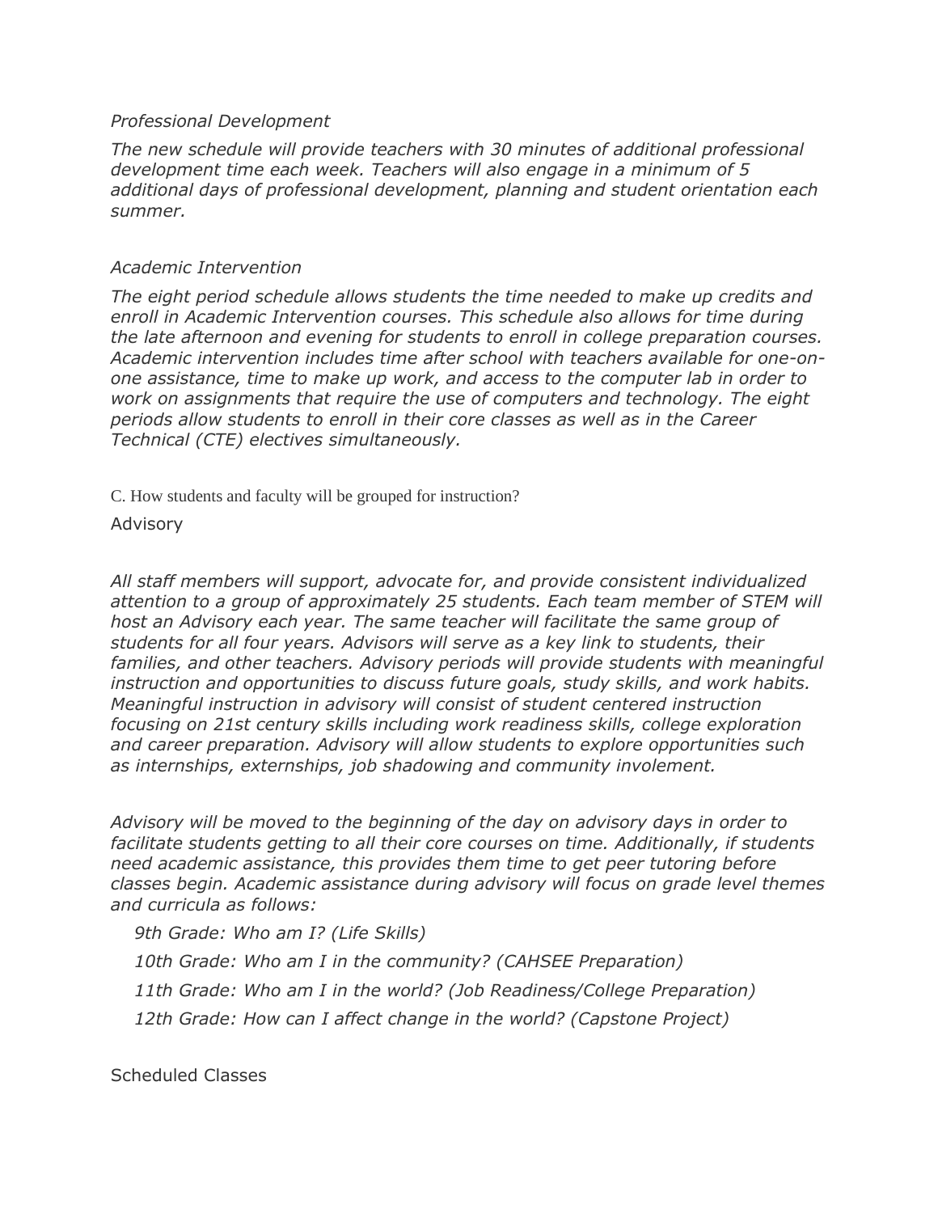*Professional Development*

*The new schedule will provide teachers with 30 minutes of additional professional development time each week. Teachers will also engage in a minimum of 5 additional days of professional development, planning and student orientation each summer.*

*Academic Intervention*

*The eight period schedule allows students the time needed to make up credits and enroll in Academic Intervention courses. This schedule also allows for time during the late afternoon and evening for students to enroll in college preparation courses. Academic intervention includes time after school with teachers available for one-on-one assistance, time to make up work, and access to the computer lab in order to work on assignments that require the use of computers and technology. The eight periods allow students to enroll in their core classes as well as in the Career Technical (CTE) electives simultaneously.*

C. How students and faculty will be grouped for instruction?

Advisory

*All staff members will support, advocate for, and provide consistent individualized attention to a group of approximately 25 students. Each team member of STEM will host an Advisory each year. The same teacher will facilitate the same group of students for all four years. Advisors will serve as a key link to students, their families, and other teachers. Advisory periods will provide students with meaningful instruction and opportunities to discuss future goals, study skills, and work habits. Meaningful instruction in advisory will consist of student centered instruction focusing on 21st century skills including work readiness skills, college exploration and career preparation. Advisory will allow students to explore opportunities such as internships, externships, job shadowing and community involement.*

*Advisory will be moved to the beginning of the day on advisory days in order to facilitate students getting to all their core courses on time. Additionally, if students need academic assistance, this provides them time to get peer tutoring before classes begin. Academic assistance during advisory will focus on grade level themes and curricula as follows:*

*9th Grade: Who am I? (Life Skills)*

*10th Grade: Who am I in the community? (CAHSEE Preparation)*

*11th Grade: Who am I in the world? (Job Readiness/College Preparation)*

*12th Grade: How can I affect change in the world? (Capstone Project)*

Scheduled Classes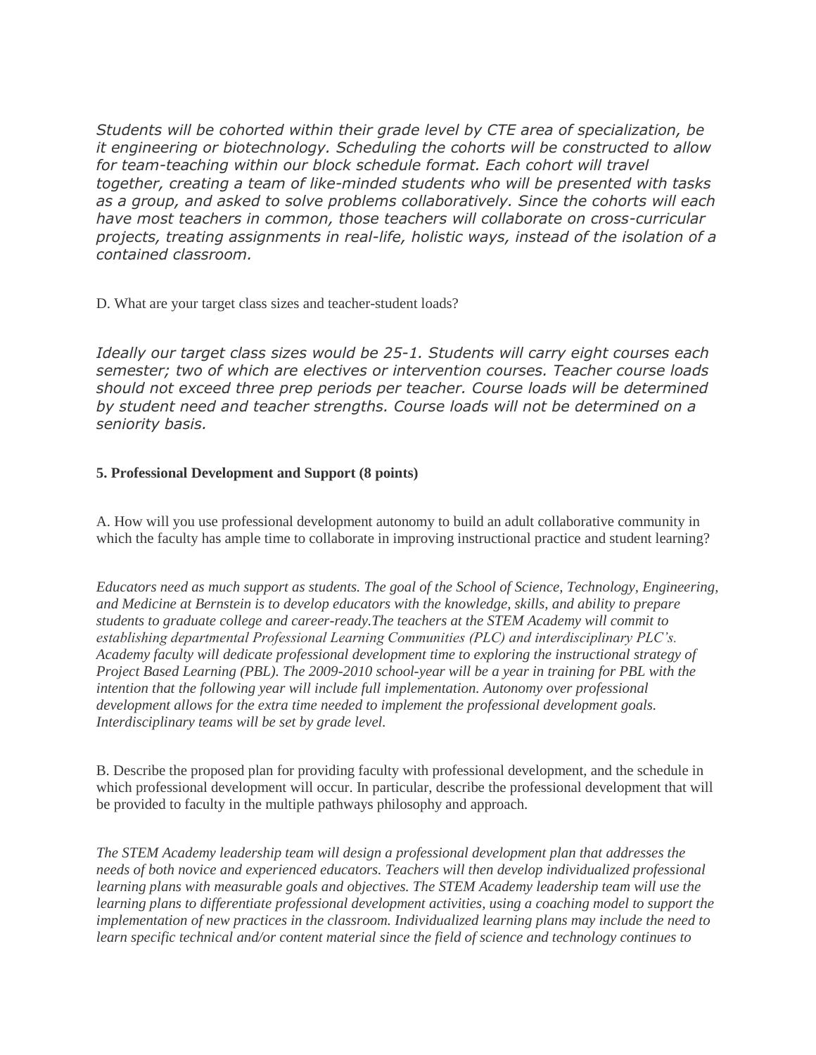*Students will be cohorted within their grade level by CTE area of specialization, be it engineering or biotechnology. Scheduling the cohorts will be constructed to allow for team-teaching within our block schedule format. Each cohort will travel together, creating a team of like-minded students who will be presented with tasks as a group, and asked to solve problems collaboratively. Since the cohorts will each have most teachers in common, those teachers will collaborate on cross-curricular projects, treating assignments in real-life, holistic ways, instead of the isolation of a contained classroom.*

D. What are your target class sizes and teacher-student loads?

*Ideally our target class sizes would be 25-1. Students will carry eight courses each semester; two of which are electives or intervention courses. Teacher course loads should not exceed three prep periods per teacher. Course loads will be determined by student need and teacher strengths. Course loads will not be determined on a seniority basis.*

**5. Professional Development and Support (8 points)**

A. How will you use professional development autonomy to build an adult collaborative community in which the faculty has ample time to collaborate in improving instructional practice and student learning?

*Educators need as much support as students. The goal of the School of Science, Technology, Engineering, and Medicine at Bernstein is to develop educators with the knowledge, skills, and ability to prepare students to graduate college and career-ready.The teachers at the STEM Academy will commit to establishing departmental Professional Learning Communities (PLC) and interdisciplinary PLC's. Academy faculty will dedicate professional development time to exploring the instructional strategy of Project Based Learning (PBL). The 2009-2010 school-year will be a year in training for PBL with the intention that the following year will include full implementation. Autonomy over professional development allows for the extra time needed to implement the professional development goals. Interdisciplinary teams will be set by grade level.*

B. Describe the proposed plan for providing faculty with professional development, and the schedule in which professional development will occur. In particular, describe the professional development that will be provided to faculty in the multiple pathways philosophy and approach.

*The STEM Academy leadership team will design a professional development plan that addresses the needs of both novice and experienced educators. Teachers will then develop individualized professional learning plans with measurable goals and objectives. The STEM Academy leadership team will use the learning plans to differentiate professional development activities, using a coaching model to support the implementation of new practices in the classroom. Individualized learning plans may include the need to learn specific technical and/or content material since the field of science and technology continues to*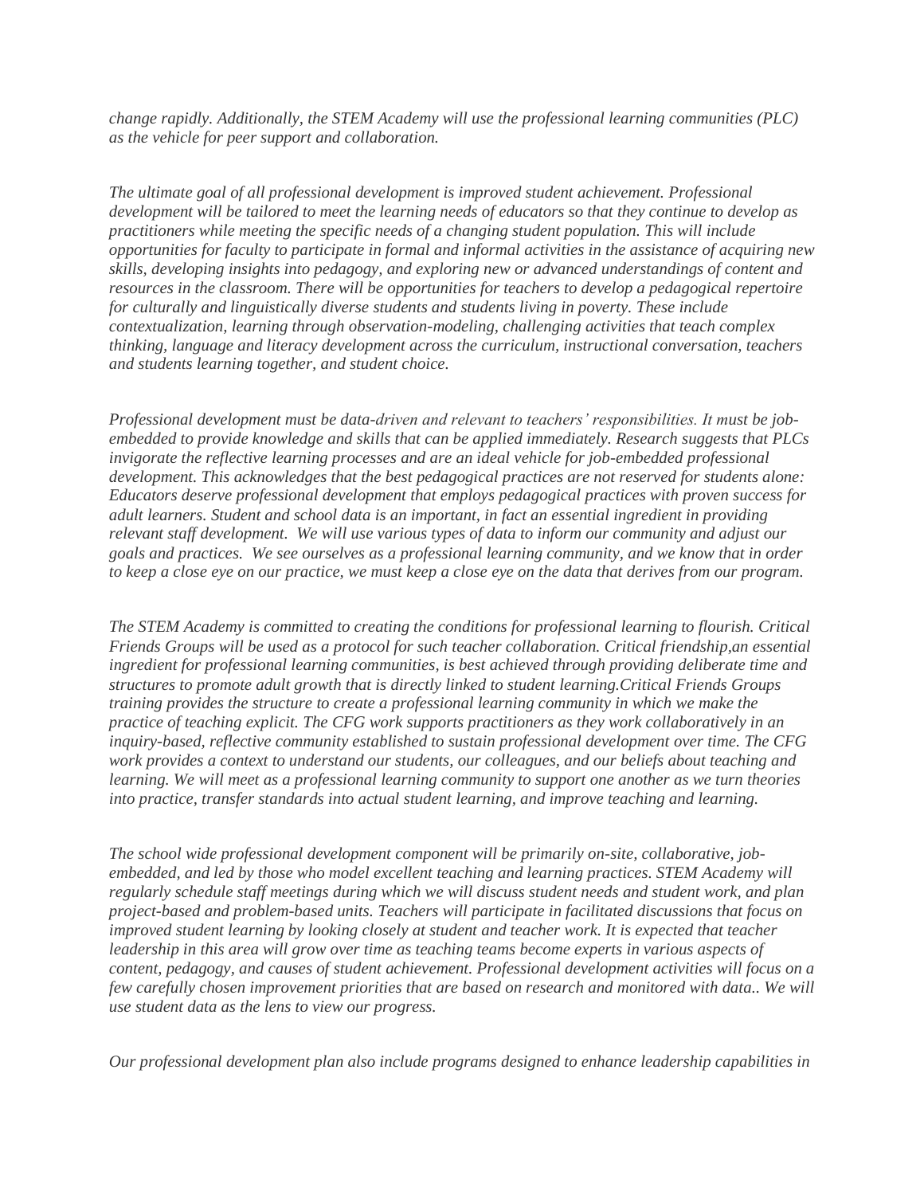*change rapidly. Additionally, the STEM Academy will use the professional learning communities (PLC) as the vehicle for peer support and collaboration.*

*The ultimate goal of all professional development is improved student achievement. Professional development will be tailored to meet the learning needs of educators so that they continue to develop as practitioners while meeting the specific needs of a changing student population. This will include opportunities for faculty to participate in formal and informal activities in the assistance of acquiring new skills, developing insights into pedagogy, and exploring new or advanced understandings of content and resources in the classroom. There will be opportunities for teachers to develop a pedagogical repertoire for culturally and linguistically diverse students and students living in poverty. These include contextualization, learning through observation-modeling, challenging activities that teach complex thinking, language and literacy development across the curriculum, instructional conversation, teachers and students learning together, and student choice.*

*Professional development must be data-driven and relevant to teachers' responsibilities. It must be job-embedded to provide knowledge and skills that can be applied immediately. Research suggests that PLCs invigorate the reflective learning processes and are an ideal vehicle for job-embedded professional development. This acknowledges that the best pedagogical practices are not reserved for students alone: Educators deserve professional development that employs pedagogical practices with proven success for adult learners. Student and school data is an important, in fact an essential ingredient in providing relevant staff development. We will use various types of data to inform our community and adjust our goals and practices. We see ourselves as a professional learning community, and we know that in order to keep a close eye on our practice, we must keep a close eye on the data that derives from our program.*

*The STEM Academy is committed to creating the conditions for professional learning to flourish. Critical Friends Groups will be used as a protocol for such teacher collaboration. Critical friendship,an essential ingredient for professional learning communities, is best achieved through providing deliberate time and structures to promote adult growth that is directly linked to student learning.Critical Friends Groups training provides the structure to create a professional learning community in which we make the practice of teaching explicit. The CFG work supports practitioners as they work collaboratively in an inquiry-based, reflective community established to sustain professional development over time. The CFG work provides a context to understand our students, our colleagues, and our beliefs about teaching and learning. We will meet as a professional learning community to support one another as we turn theories into practice, transfer standards into actual student learning, and improve teaching and learning.*

*The school wide professional development component will be primarily on-site, collaborative, job-embedded, and led by those who model excellent teaching and learning practices. STEM Academy will regularly schedule staff meetings during which we will discuss student needs and student work, and plan project-based and problem-based units. Teachers will participate in facilitated discussions that focus on improved student learning by looking closely at student and teacher work. It is expected that teacher leadership in this area will grow over time as teaching teams become experts in various aspects of content, pedagogy, and causes of student achievement. Professional development activities will focus on a few carefully chosen improvement priorities that are based on research and monitored with data.. We will use student data as the lens to view our progress.*

*Our professional development plan also include programs designed to enhance leadership capabilities in*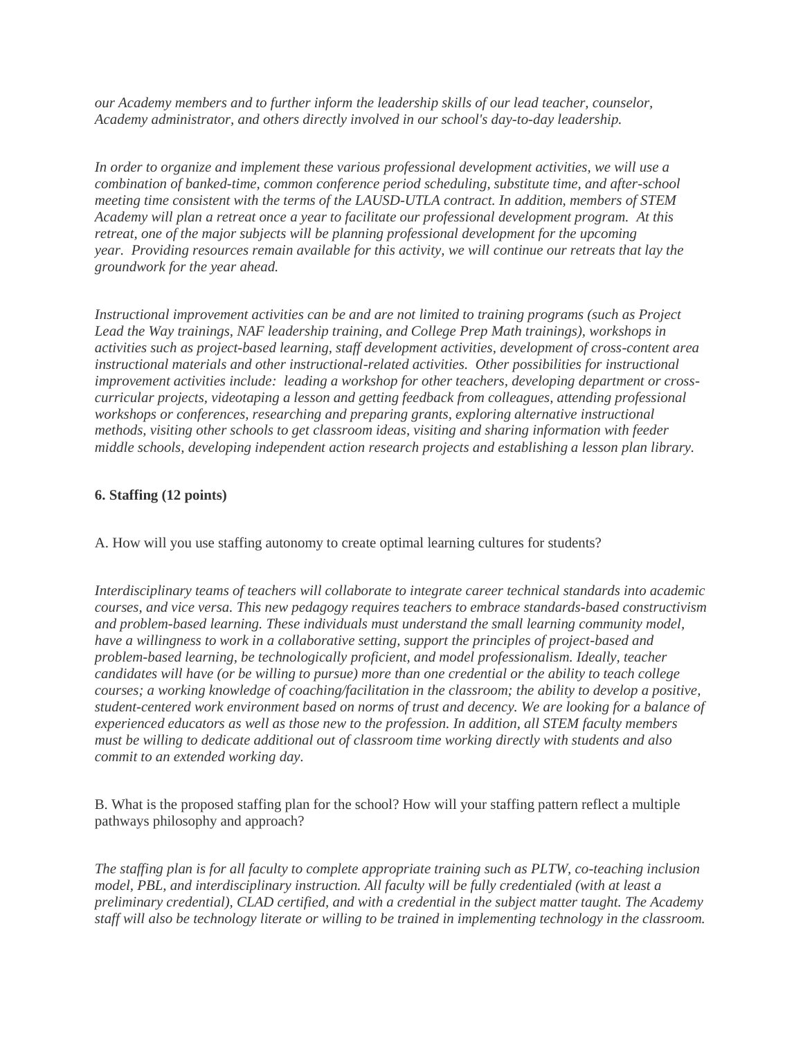*our Academy members and to further inform the leadership skills of our lead teacher, counselor, Academy administrator, and others directly involved in our school's day-to-day leadership.*

*In order to organize and implement these various professional development activities, we will use a combination of banked-time, common conference period scheduling, substitute time, and after-school meeting time consistent with the terms of the LAUSD-UTLA contract. In addition, members of STEM Academy will plan a retreat once a year to facilitate our professional development program. At this retreat, one of the major subjects will be planning professional development for the upcoming year. Providing resources remain available for this activity, we will continue our retreats that lay the groundwork for the year ahead.*

*Instructional improvement activities can be and are not limited to training programs (such as Project Lead the Way trainings, NAF leadership training, and College Prep Math trainings), workshops in activities such as project-based learning, staff development activities, development of cross-content area instructional materials and other instructional-related activities. Other possibilities for instructional improvement activities include: leading a workshop for other teachers, developing department or cross-curricular projects, videotaping a lesson and getting feedback from colleagues, attending professional workshops or conferences, researching and preparing grants, exploring alternative instructional methods, visiting other schools to get classroom ideas, visiting and sharing information with feeder middle schools, developing independent action research projects and establishing a lesson plan library.*

**6. Staffing (12 points)**

A. How will you use staffing autonomy to create optimal learning cultures for students?

*Interdisciplinary teams of teachers will collaborate to integrate career technical standards into academic courses, and vice versa. This new pedagogy requires teachers to embrace standards-based constructivism and problem-based learning. These individuals must understand the small learning community model, have a willingness to work in a collaborative setting, support the principles of project-based and problem-based learning, be technologically proficient, and model professionalism. Ideally, teacher candidates will have (or be willing to pursue) more than one credential or the ability to teach college courses; a working knowledge of coaching/facilitation in the classroom; the ability to develop a positive, student-centered work environment based on norms of trust and decency. We are looking for a balance of experienced educators as well as those new to the profession. In addition, all STEM faculty members must be willing to dedicate additional out of classroom time working directly with students and also commit to an extended working day.*

B. What is the proposed staffing plan for the school? How will your staffing pattern reflect a multiple pathways philosophy and approach?

*The staffing plan is for all faculty to complete appropriate training such as PLTW, co-teaching inclusion model, PBL, and interdisciplinary instruction. All faculty will be fully credentialed (with at least a preliminary credential), CLAD certified, and with a credential in the subject matter taught. The Academy staff will also be technology literate or willing to be trained in implementing technology in the classroom.*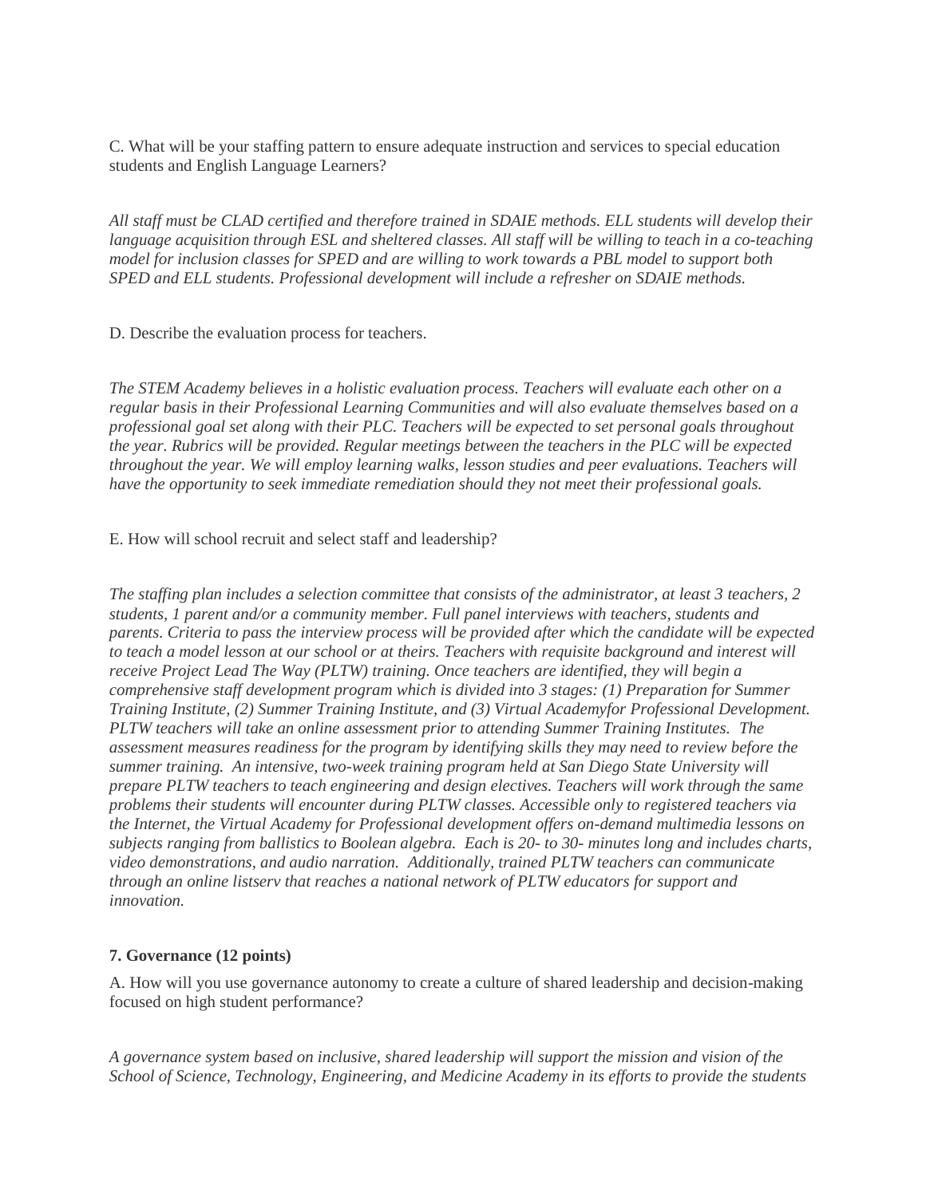C. What will be your staffing pattern to ensure adequate instruction and services to special education students and English Language Learners?

*All staff must be CLAD certified and therefore trained in SDAIE methods. ELL students will develop their language acquisition through ESL and sheltered classes. All staff will be willing to teach in a co-teaching model for inclusion classes for SPED and are willing to work towards a PBL model to support both SPED and ELL students. Professional development will include a refresher on SDAIE methods.*

D. Describe the evaluation process for teachers.

*The STEM Academy believes in a holistic evaluation process. Teachers will evaluate each other on a regular basis in their Professional Learning Communities and will also evaluate themselves based on a professional goal set along with their PLC. Teachers will be expected to set personal goals throughout the year. Rubrics will be provided. Regular meetings between the teachers in the PLC will be expected throughout the year. We will employ learning walks, lesson studies and peer evaluations. Teachers will have the opportunity to seek immediate remediation should they not meet their professional goals.*

E. How will school recruit and select staff and leadership?

*The staffing plan includes a selection committee that consists of the administrator, at least 3 teachers, 2 students, 1 parent and/or a community member. Full panel interviews with teachers, students and parents. Criteria to pass the interview process will be provided after which the candidate will be expected to teach a model lesson at our school or at theirs. Teachers with requisite background and interest will receive Project Lead The Way (PLTW) training. Once teachers are identified, they will begin a comprehensive staff development program which is divided into 3 stages: (1) Preparation for Summer Training Institute, (2) Summer Training Institute, and (3) Virtual Academyfor Professional Development. PLTW teachers will take an online assessment prior to attending Summer Training Institutes. The assessment measures readiness for the program by identifying skills they may need to review before the summer training. An intensive, two-week training program held at San Diego State University will prepare PLTW teachers to teach engineering and design electives. Teachers will work through the same problems their students will encounter during PLTW classes. Accessible only to registered teachers via the Internet, the Virtual Academy for Professional development offers on-demand multimedia lessons on subjects ranging from ballistics to Boolean algebra. Each is 20- to 30- minutes long and includes charts, video demonstrations, and audio narration. Additionally, trained PLTW teachers can communicate through an online listserv that reaches a national network of PLTW educators for support and innovation.*

**7. Governance (12 points)**

A. How will you use governance autonomy to create a culture of shared leadership and decision-making focused on high student performance?

*A governance system based on inclusive, shared leadership will support the mission and vision of the School of Science, Technology, Engineering, and Medicine Academy in its efforts to provide the students*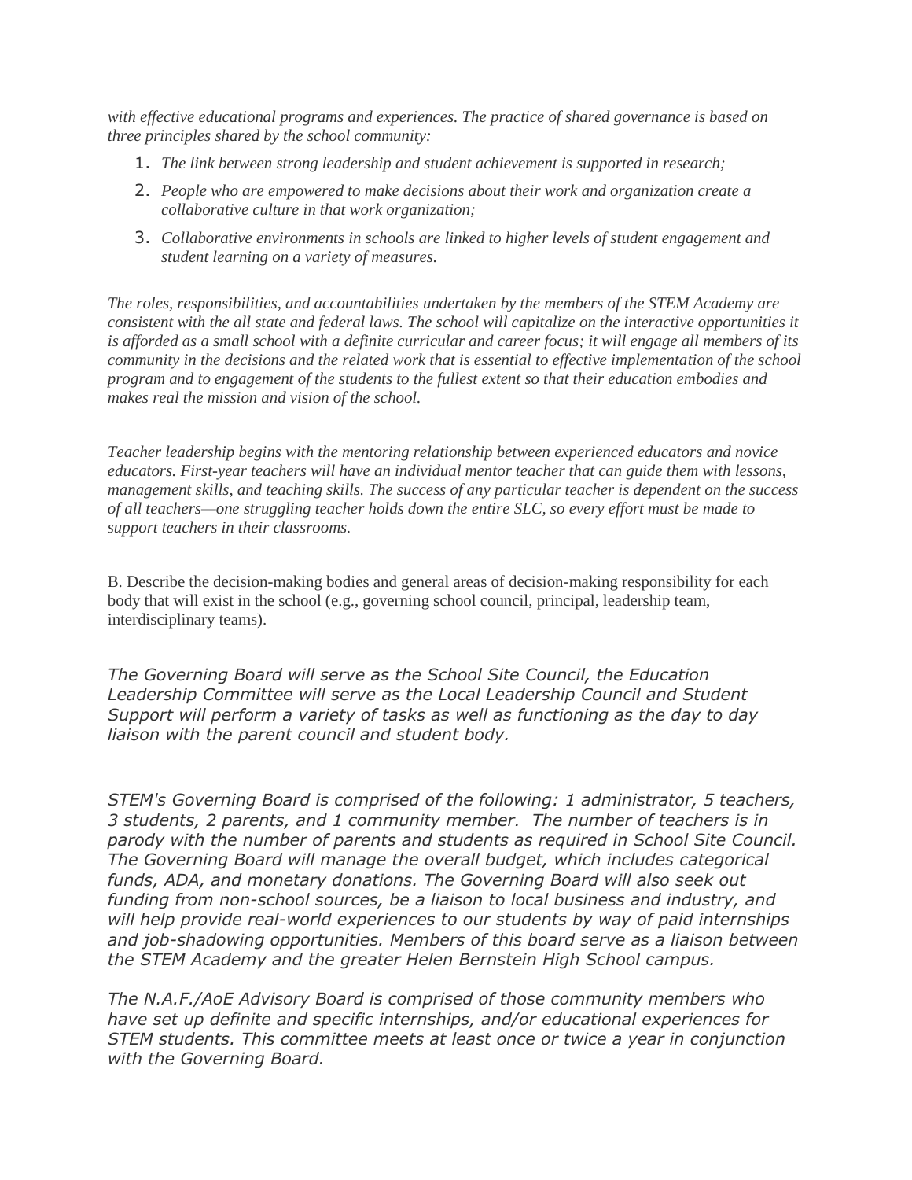*with effective educational programs and experiences. The practice of shared governance is based on three principles shared by the school community:*

1. *The link between strong leadership and student achievement is supported in research;*
2. *People who are empowered to make decisions about their work and organization create a collaborative culture in that work organization;*
3. *Collaborative environments in schools are linked to higher levels of student engagement and student learning on a variety of measures.*

*The roles, responsibilities, and accountabilities undertaken by the members of the STEM Academy are consistent with the all state and federal laws. The school will capitalize on the interactive opportunities it is afforded as a small school with a definite curricular and career focus; it will engage all members of its community in the decisions and the related work that is essential to effective implementation of the school program and to engagement of the students to the fullest extent so that their education embodies and makes real the mission and vision of the school.*

*Teacher leadership begins with the mentoring relationship between experienced educators and novice educators. First-year teachers will have an individual mentor teacher that can guide them with lessons, management skills, and teaching skills. The success of any particular teacher is dependent on the success of all teachers—one struggling teacher holds down the entire SLC, so every effort must be made to support teachers in their classrooms.*

B. Describe the decision-making bodies and general areas of decision-making responsibility for each body that will exist in the school (e.g., governing school council, principal, leadership team, interdisciplinary teams).

*The Governing Board will serve as the School Site Council, the Education Leadership Committee will serve as the Local Leadership Council and Student Support will perform a variety of tasks as well as functioning as the day to day liaison with the parent council and student body.*

*STEM's Governing Board is comprised of the following: 1 administrator, 5 teachers, 3 students, 2 parents, and 1 community member. The number of teachers is in parody with the number of parents and students as required in School Site Council. The Governing Board will manage the overall budget, which includes categorical funds, ADA, and monetary donations. The Governing Board will also seek out funding from non-school sources, be a liaison to local business and industry, and will help provide real-world experiences to our students by way of paid internships and job-shadowing opportunities. Members of this board serve as a liaison between the STEM Academy and the greater Helen Bernstein High School campus.*

*The N.A.F./AoE Advisory Board is comprised of those community members who have set up definite and specific internships, and/or educational experiences for STEM students. This committee meets at least once or twice a year in conjunction with the Governing Board.*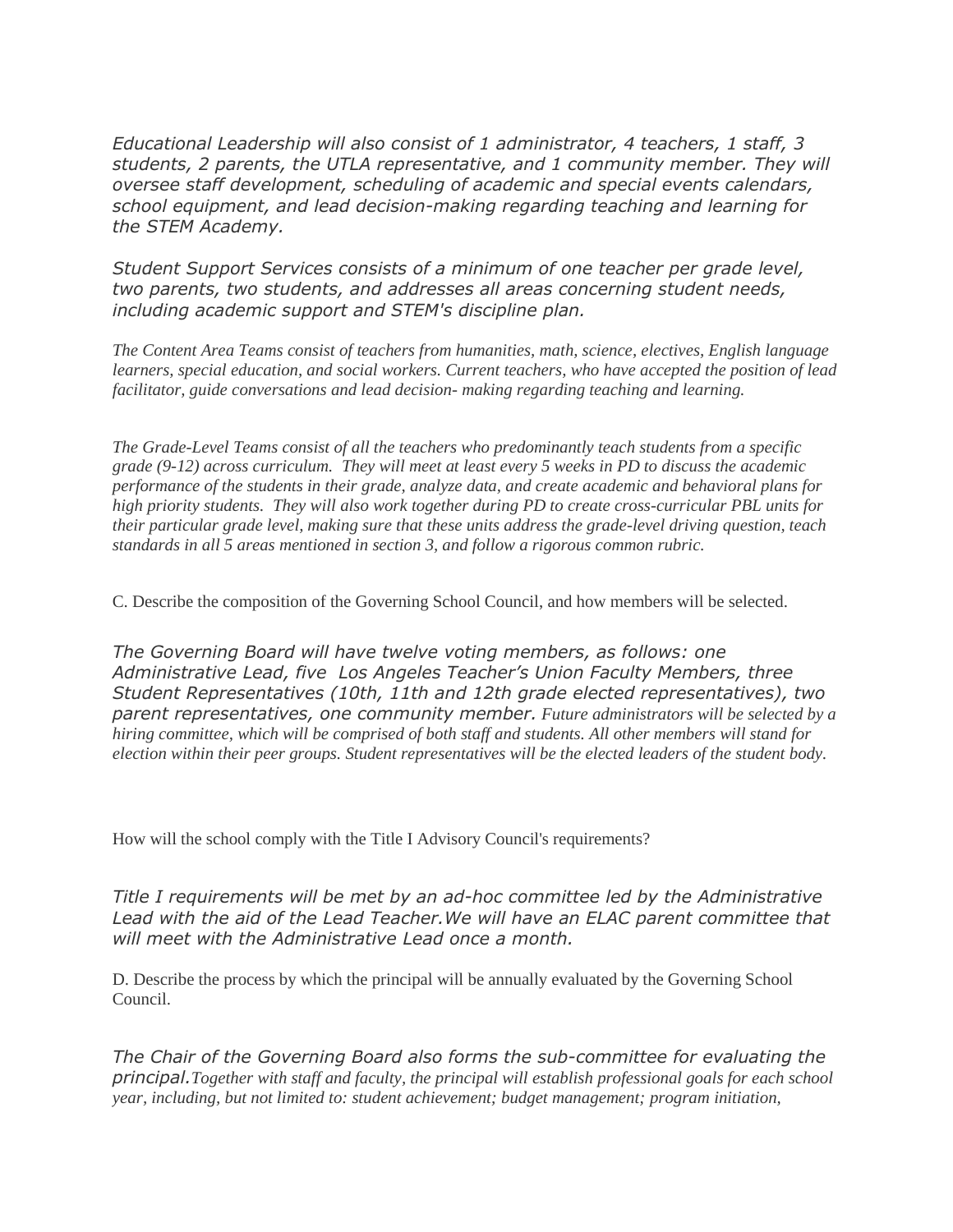*Educational Leadership will also consist of 1 administrator, 4 teachers, 1 staff, 3 students, 2 parents, the UTLA representative, and 1 community member. They will oversee staff development, scheduling of academic and special events calendars, school equipment, and lead decision-making regarding teaching and learning for the STEM Academy.*

*Student Support Services consists of a minimum of one teacher per grade level, two parents, two students, and addresses all areas concerning student needs, including academic support and STEM's discipline plan.*

*The Content Area Teams consist of teachers from humanities, math, science, electives, English language learners, special education, and social workers. Current teachers, who have accepted the position of lead facilitator, guide conversations and lead decision- making regarding teaching and learning.*

*The Grade-Level Teams consist of all the teachers who predominantly teach students from a specific grade (9-12) across curriculum. They will meet at least every 5 weeks in PD to discuss the academic performance of the students in their grade, analyze data, and create academic and behavioral plans for high priority students. They will also work together during PD to create cross-curricular PBL units for their particular grade level, making sure that these units address the grade-level driving question, teach standards in all 5 areas mentioned in section 3, and follow a rigorous common rubric.*

C. Describe the composition of the Governing School Council, and how members will be selected.

*The Governing Board will have twelve voting members, as follows: one Administrative Lead, five Los Angeles Teacher's Union Faculty Members, three Student Representatives (10th, 11th and 12th grade elected representatives), two parent representatives, one community member. Future administrators will be selected by a hiring committee, which will be comprised of both staff and students. All other members will stand for election within their peer groups. Student representatives will be the elected leaders of the student body.*

How will the school comply with the Title I Advisory Council's requirements?

*Title I requirements will be met by an ad-hoc committee led by the Administrative Lead with the aid of the Lead Teacher.We will have an ELAC parent committee that will meet with the Administrative Lead once a month.*

D. Describe the process by which the principal will be annually evaluated by the Governing School Council.

*The Chair of the Governing Board also forms the sub-committee for evaluating the principal.Together with staff and faculty, the principal will establish professional goals for each school year, including, but not limited to: student achievement; budget management; program initiation,*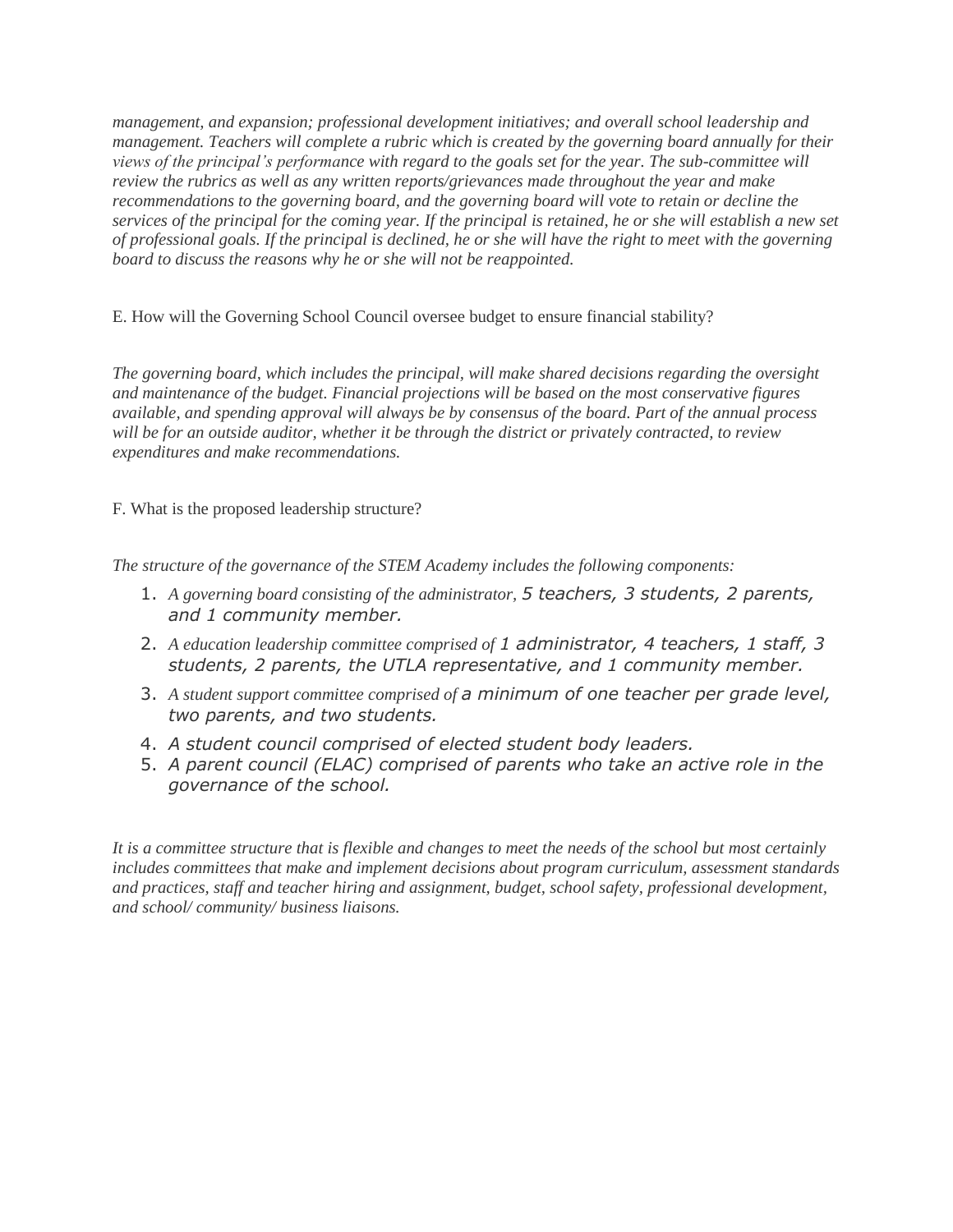*management, and expansion; professional development initiatives; and overall school leadership and management. Teachers will complete a rubric which is created by the governing board annually for their views of the principal's performance with regard to the goals set for the year. The sub-committee will review the rubrics as well as any written reports/grievances made throughout the year and make recommendations to the governing board, and the governing board will vote to retain or decline the services of the principal for the coming year. If the principal is retained, he or she will establish a new set of professional goals. If the principal is declined, he or she will have the right to meet with the governing board to discuss the reasons why he or she will not be reappointed.*

E. How will the Governing School Council oversee budget to ensure financial stability?

*The governing board, which includes the principal, will make shared decisions regarding the oversight and maintenance of the budget. Financial projections will be based on the most conservative figures available, and spending approval will always be by consensus of the board. Part of the annual process will be for an outside auditor, whether it be through the district or privately contracted, to review expenditures and make recommendations.*

F. What is the proposed leadership structure?

*The structure of the governance of the STEM Academy includes the following components:*

1. *A governing board consisting of the administrator, 5 teachers, 3 students, 2 parents, and 1 community member.*
2. *A education leadership committee comprised of 1 administrator, 4 teachers, 1 staff, 3 students, 2 parents, the UTLA representative, and 1 community member.*
3. *A student support committee comprised of a minimum of one teacher per grade level, two parents, and two students.*
4. *A student council comprised of elected student body leaders.*
5. *A parent council (ELAC) comprised of parents who take an active role in the governance of the school.*

*It is a committee structure that is flexible and changes to meet the needs of the school but most certainly includes committees that make and implement decisions about program curriculum, assessment standards and practices, staff and teacher hiring and assignment, budget, school safety, professional development, and school/ community/ business liaisons.*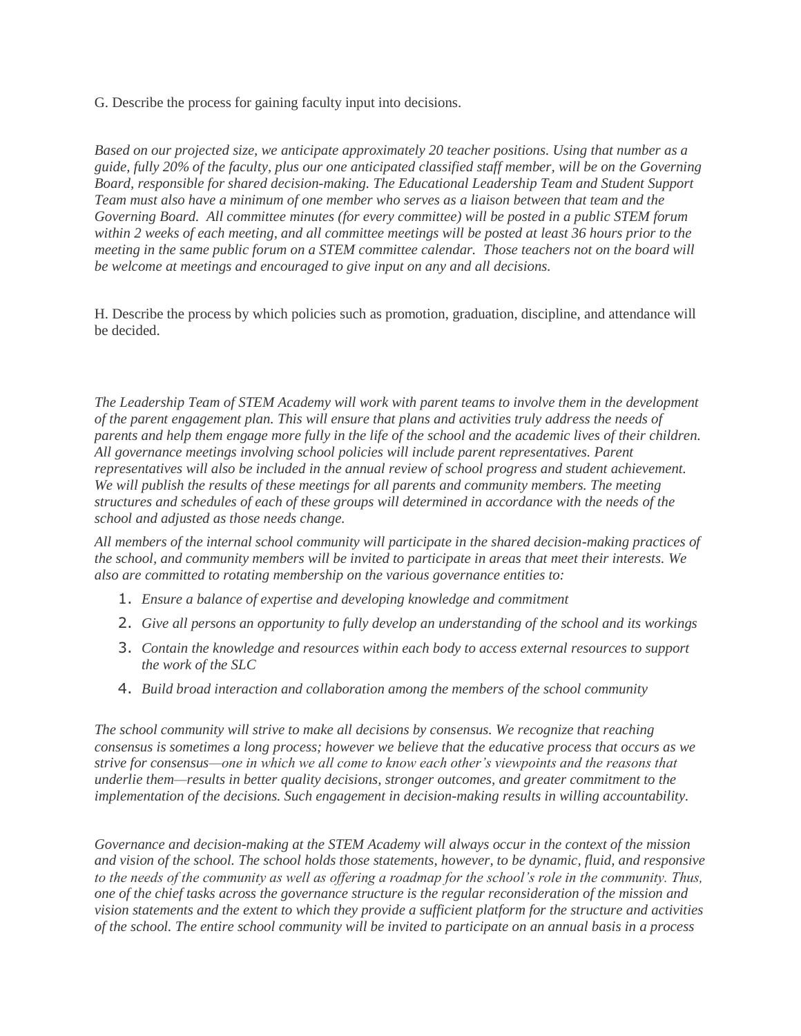G. Describe the process for gaining faculty input into decisions.

*Based on our projected size, we anticipate approximately 20 teacher positions. Using that number as a guide, fully 20% of the faculty, plus our one anticipated classified staff member, will be on the Governing Board, responsible for shared decision-making. The Educational Leadership Team and Student Support Team must also have a minimum of one member who serves as a liaison between that team and the Governing Board. All committee minutes (for every committee) will be posted in a public STEM forum within 2 weeks of each meeting, and all committee meetings will be posted at least 36 hours prior to the meeting in the same public forum on a STEM committee calendar. Those teachers not on the board will be welcome at meetings and encouraged to give input on any and all decisions.*

H. Describe the process by which policies such as promotion, graduation, discipline, and attendance will be decided.

*The Leadership Team of STEM Academy will work with parent teams to involve them in the development of the parent engagement plan. This will ensure that plans and activities truly address the needs of parents and help them engage more fully in the life of the school and the academic lives of their children. All governance meetings involving school policies will include parent representatives. Parent representatives will also be included in the annual review of school progress and student achievement. We will publish the results of these meetings for all parents and community members. The meeting structures and schedules of each of these groups will determined in accordance with the needs of the school and adjusted as those needs change.*

*All members of the internal school community will participate in the shared decision-making practices of the school, and community members will be invited to participate in areas that meet their interests. We also are committed to rotating membership on the various governance entities to:*

1. *Ensure a balance of expertise and developing knowledge and commitment*
2. *Give all persons an opportunity to fully develop an understanding of the school and its workings*
3. *Contain the knowledge and resources within each body to access external resources to support the work of the SLC*
4. *Build broad interaction and collaboration among the members of the school community*

*The school community will strive to make all decisions by consensus. We recognize that reaching consensus is sometimes a long process; however we believe that the educative process that occurs as we strive for consensus—one in which we all come to know each other's viewpoints and the reasons that underlie them—results in better quality decisions, stronger outcomes, and greater commitment to the implementation of the decisions. Such engagement in decision-making results in willing accountability.*

*Governance and decision-making at the STEM Academy will always occur in the context of the mission and vision of the school. The school holds those statements, however, to be dynamic, fluid, and responsive to the needs of the community as well as offering a roadmap for the school's role in the community. Thus, one of the chief tasks across the governance structure is the regular reconsideration of the mission and vision statements and the extent to which they provide a sufficient platform for the structure and activities of the school. The entire school community will be invited to participate on an annual basis in a process*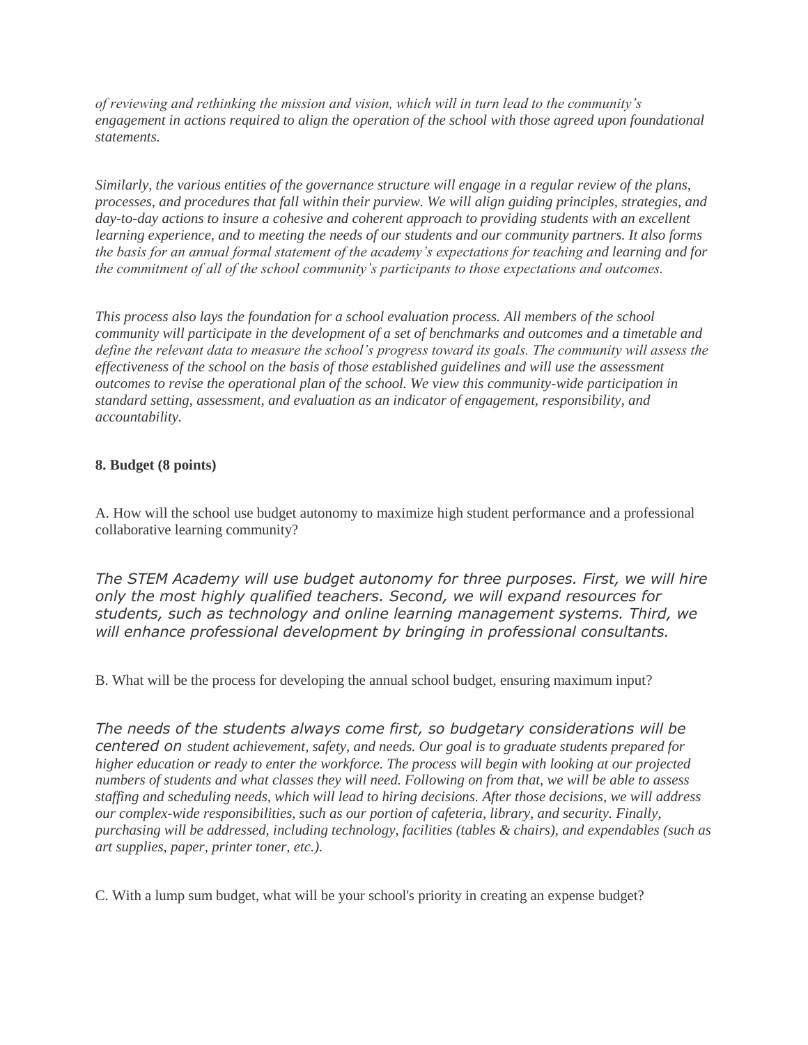*of reviewing and rethinking the mission and vision, which will in turn lead to the community's engagement in actions required to align the operation of the school with those agreed upon foundational statements.*

*Similarly, the various entities of the governance structure will engage in a regular review of the plans, processes, and procedures that fall within their purview. We will align guiding principles, strategies, and day-to-day actions to insure a cohesive and coherent approach to providing students with an excellent learning experience, and to meeting the needs of our students and our community partners. It also forms the basis for an annual formal statement of the academy's expectations for teaching and learning and for the commitment of all of the school community's participants to those expectations and outcomes.*

*This process also lays the foundation for a school evaluation process. All members of the school community will participate in the development of a set of benchmarks and outcomes and a timetable and define the relevant data to measure the school's progress toward its goals. The community will assess the effectiveness of the school on the basis of those established guidelines and will use the assessment outcomes to revise the operational plan of the school. We view this community-wide participation in standard setting, assessment, and evaluation as an indicator of engagement, responsibility, and accountability.*

**8. Budget (8 points)**

A. How will the school use budget autonomy to maximize high student performance and a professional collaborative learning community?

*The STEM Academy will use budget autonomy for three purposes. First, we will hire only the most highly qualified teachers. Second, we will expand resources for students, such as technology and online learning management systems. Third, we will enhance professional development by bringing in professional consultants.*

B. What will be the process for developing the annual school budget, ensuring maximum input?

*The needs of the students always come first, so budgetary considerations will be centered on student achievement, safety, and needs. Our goal is to graduate students prepared for higher education or ready to enter the workforce. The process will begin with looking at our projected numbers of students and what classes they will need. Following on from that, we will be able to assess staffing and scheduling needs, which will lead to hiring decisions. After those decisions, we will address our complex-wide responsibilities, such as our portion of cafeteria, library, and security. Finally, purchasing will be addressed, including technology, facilities (tables & chairs), and expendables (such as art supplies, paper, printer toner, etc.).*

C. With a lump sum budget, what will be your school's priority in creating an expense budget?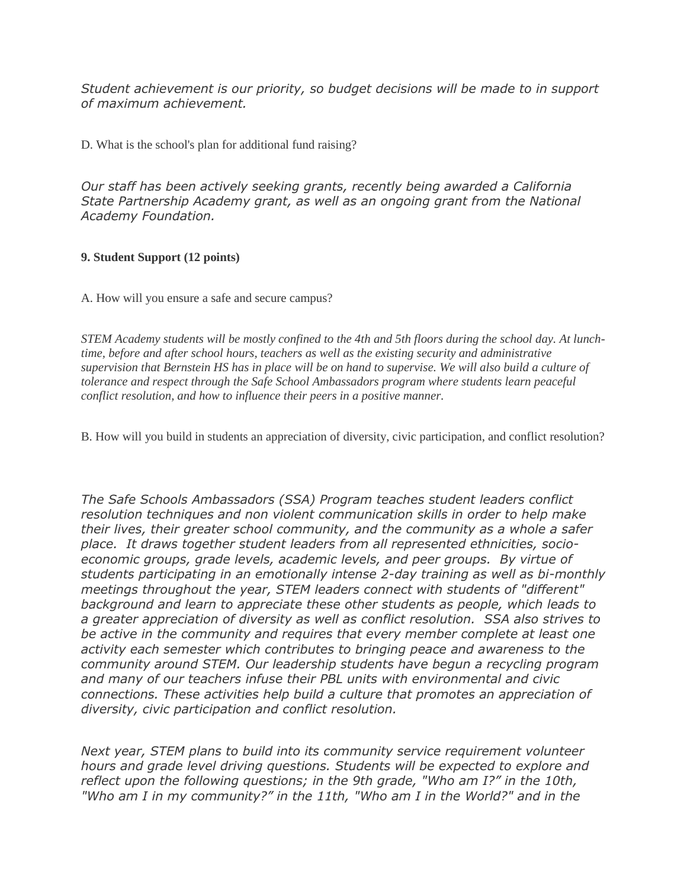*Student achievement is our priority, so budget decisions will be made to in support of maximum achievement.*

D. What is the school's plan for additional fund raising?

*Our staff has been actively seeking grants, recently being awarded a California State Partnership Academy grant, as well as an ongoing grant from the National Academy Foundation.*

**9. Student Support (12 points)**

A. How will you ensure a safe and secure campus?

*STEM Academy students will be mostly confined to the 4th and 5th floors during the school day. At lunch-time, before and after school hours, teachers as well as the existing security and administrative supervision that Bernstein HS has in place will be on hand to supervise. We will also build a culture of tolerance and respect through the Safe School Ambassadors program where students learn peaceful conflict resolution, and how to influence their peers in a positive manner.*

B. How will you build in students an appreciation of diversity, civic participation, and conflict resolution?

*The Safe Schools Ambassadors (SSA) Program teaches student leaders conflict resolution techniques and non violent communication skills in order to help make their lives, their greater school community, and the community as a whole a safer place. It draws together student leaders from all represented ethnicities, socio-economic groups, grade levels, academic levels, and peer groups. By virtue of students participating in an emotionally intense 2-day training as well as bi-monthly meetings throughout the year, STEM leaders connect with students of "different" background and learn to appreciate these other students as people, which leads to a greater appreciation of diversity as well as conflict resolution. SSA also strives to be active in the community and requires that every member complete at least one activity each semester which contributes to bringing peace and awareness to the community around STEM. Our leadership students have begun a recycling program and many of our teachers infuse their PBL units with environmental and civic connections. These activities help build a culture that promotes an appreciation of diversity, civic participation and conflict resolution.*

*Next year, STEM plans to build into its community service requirement volunteer hours and grade level driving questions. Students will be expected to explore and reflect upon the following questions; in the 9th grade, "Who am I?" in the 10th, "Who am I in my community?" in the 11th, "Who am I in the World?" and in the*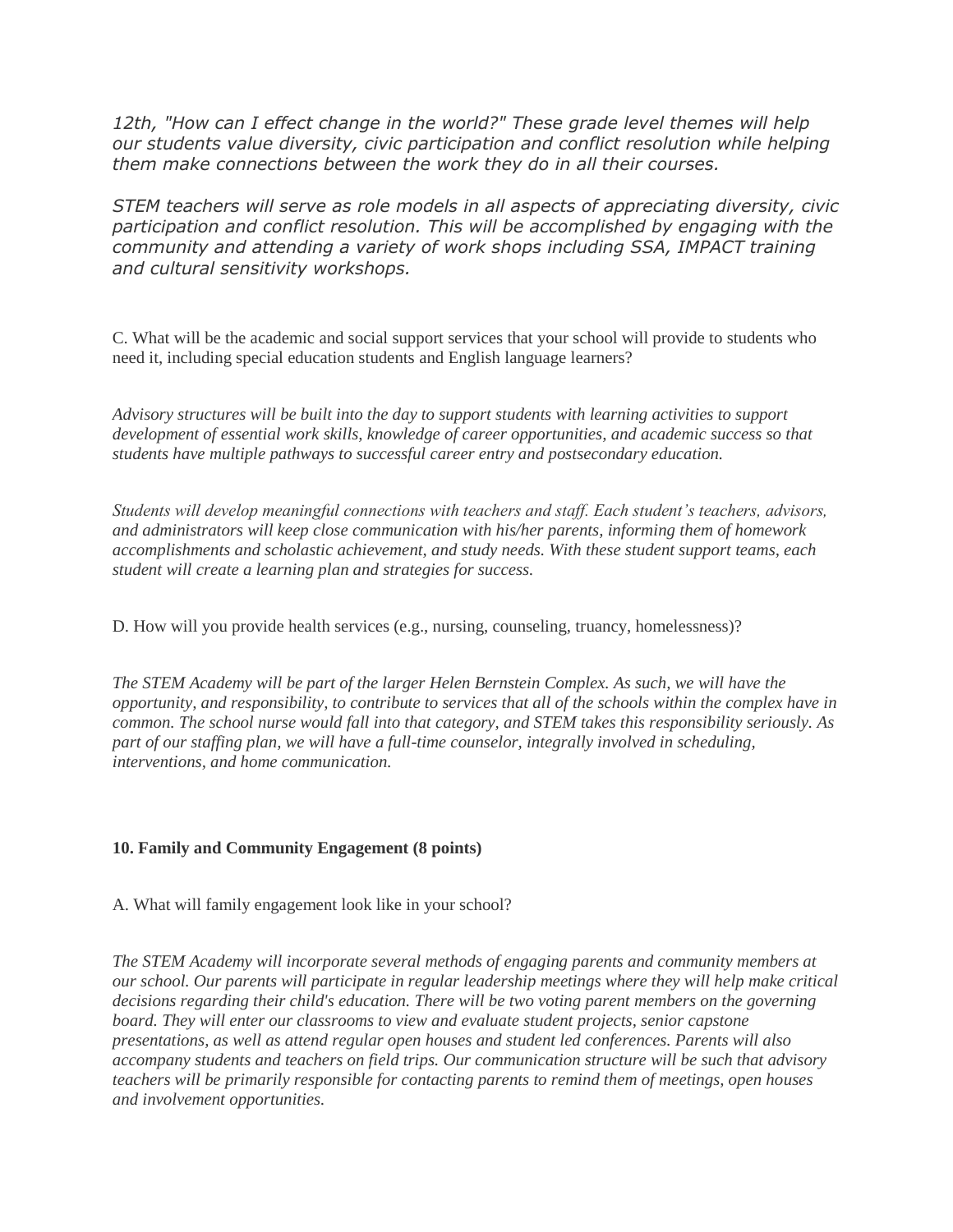*12th, "How can I effect change in the world?" These grade level themes will help our students value diversity, civic participation and conflict resolution while helping them make connections between the work they do in all their courses.*

*STEM teachers will serve as role models in all aspects of appreciating diversity, civic participation and conflict resolution. This will be accomplished by engaging with the community and attending a variety of work shops including SSA, IMPACT training and cultural sensitivity workshops.*

C. What will be the academic and social support services that your school will provide to students who need it, including special education students and English language learners?

*Advisory structures will be built into the day to support students with learning activities to support development of essential work skills, knowledge of career opportunities, and academic success so that students have multiple pathways to successful career entry and postsecondary education.*

*Students will develop meaningful connections with teachers and staff. Each student's teachers, advisors, and administrators will keep close communication with his/her parents, informing them of homework accomplishments and scholastic achievement, and study needs. With these student support teams, each student will create a learning plan and strategies for success.*

D. How will you provide health services (e.g., nursing, counseling, truancy, homelessness)?

*The STEM Academy will be part of the larger Helen Bernstein Complex. As such, we will have the opportunity, and responsibility, to contribute to services that all of the schools within the complex have in common. The school nurse would fall into that category, and STEM takes this responsibility seriously. As part of our staffing plan, we will have a full-time counselor, integrally involved in scheduling, interventions, and home communication.*

**10. Family and Community Engagement (8 points)**

A. What will family engagement look like in your school?

*The STEM Academy will incorporate several methods of engaging parents and community members at our school. Our parents will participate in regular leadership meetings where they will help make critical decisions regarding their child's education. There will be two voting parent members on the governing board. They will enter our classrooms to view and evaluate student projects, senior capstone presentations, as well as attend regular open houses and student led conferences. Parents will also accompany students and teachers on field trips. Our communication structure will be such that advisory teachers will be primarily responsible for contacting parents to remind them of meetings, open houses and involvement opportunities.*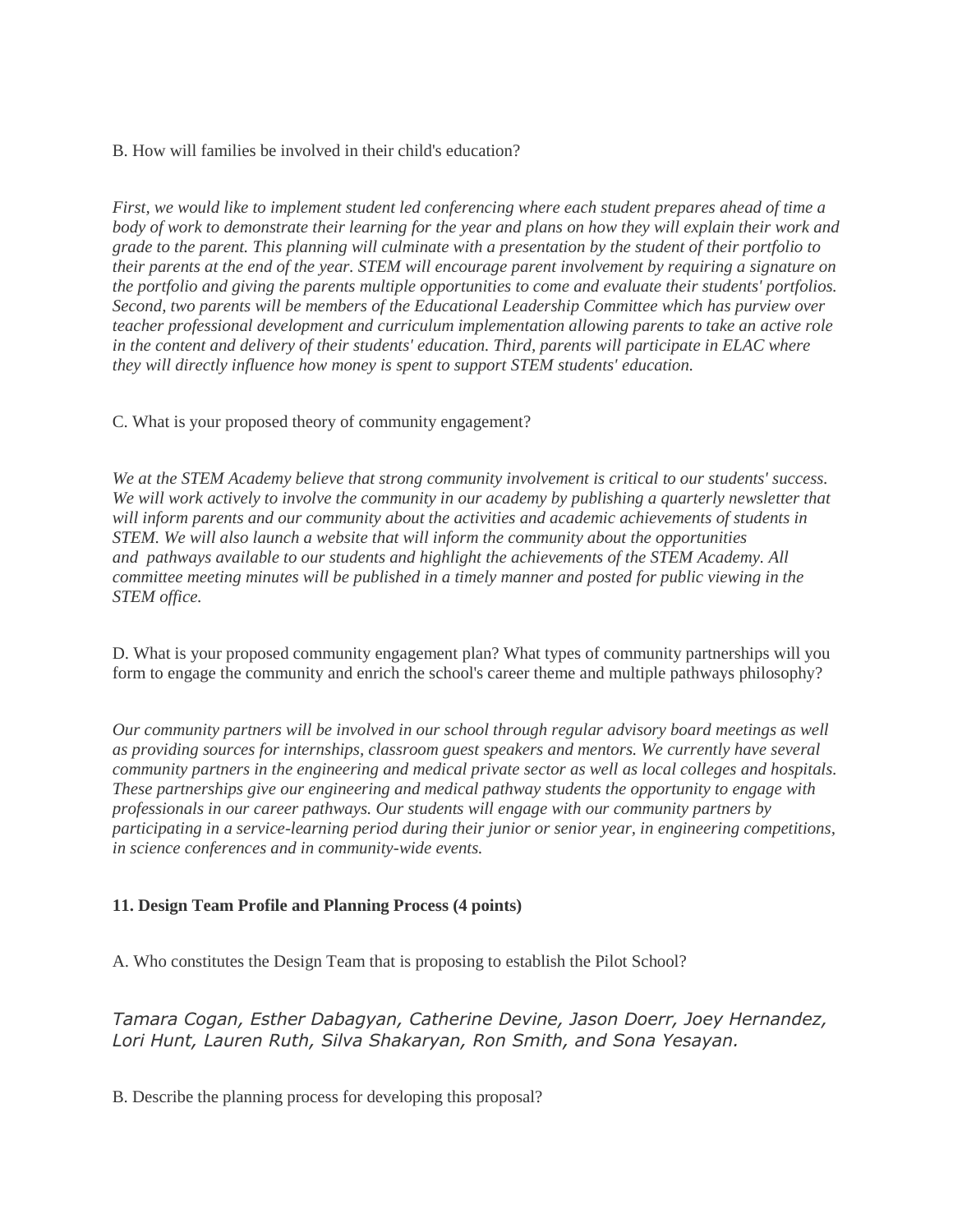B. How will families be involved in their child's education?

*First, we would like to implement student led conferencing where each student prepares ahead of time a body of work to demonstrate their learning for the year and plans on how they will explain their work and grade to the parent. This planning will culminate with a presentation by the student of their portfolio to their parents at the end of the year. STEM will encourage parent involvement by requiring a signature on the portfolio and giving the parents multiple opportunities to come and evaluate their students' portfolios. Second, two parents will be members of the Educational Leadership Committee which has purview over teacher professional development and curriculum implementation allowing parents to take an active role in the content and delivery of their students' education. Third, parents will participate in ELAC where they will directly influence how money is spent to support STEM students' education.*

C. What is your proposed theory of community engagement?

*We at the STEM Academy believe that strong community involvement is critical to our students' success. We will work actively to involve the community in our academy by publishing a quarterly newsletter that will inform parents and our community about the activities and academic achievements of students in STEM. We will also launch a website that will inform the community about the opportunities and pathways available to our students and highlight the achievements of the STEM Academy. All committee meeting minutes will be published in a timely manner and posted for public viewing in the STEM office.*

D. What is your proposed community engagement plan? What types of community partnerships will you form to engage the community and enrich the school's career theme and multiple pathways philosophy?

*Our community partners will be involved in our school through regular advisory board meetings as well as providing sources for internships, classroom guest speakers and mentors. We currently have several community partners in the engineering and medical private sector as well as local colleges and hospitals. These partnerships give our engineering and medical pathway students the opportunity to engage with professionals in our career pathways. Our students will engage with our community partners by participating in a service-learning period during their junior or senior year, in engineering competitions, in science conferences and in community-wide events.*

**11. Design Team Profile and Planning Process (4 points)**

A. Who constitutes the Design Team that is proposing to establish the Pilot School?

*Tamara Cogan, Esther Dabagyan, Catherine Devine, Jason Doerr, Joey Hernandez, Lori Hunt, Lauren Ruth, Silva Shakaryan, Ron Smith, and Sona Yesayan.*

B. Describe the planning process for developing this proposal?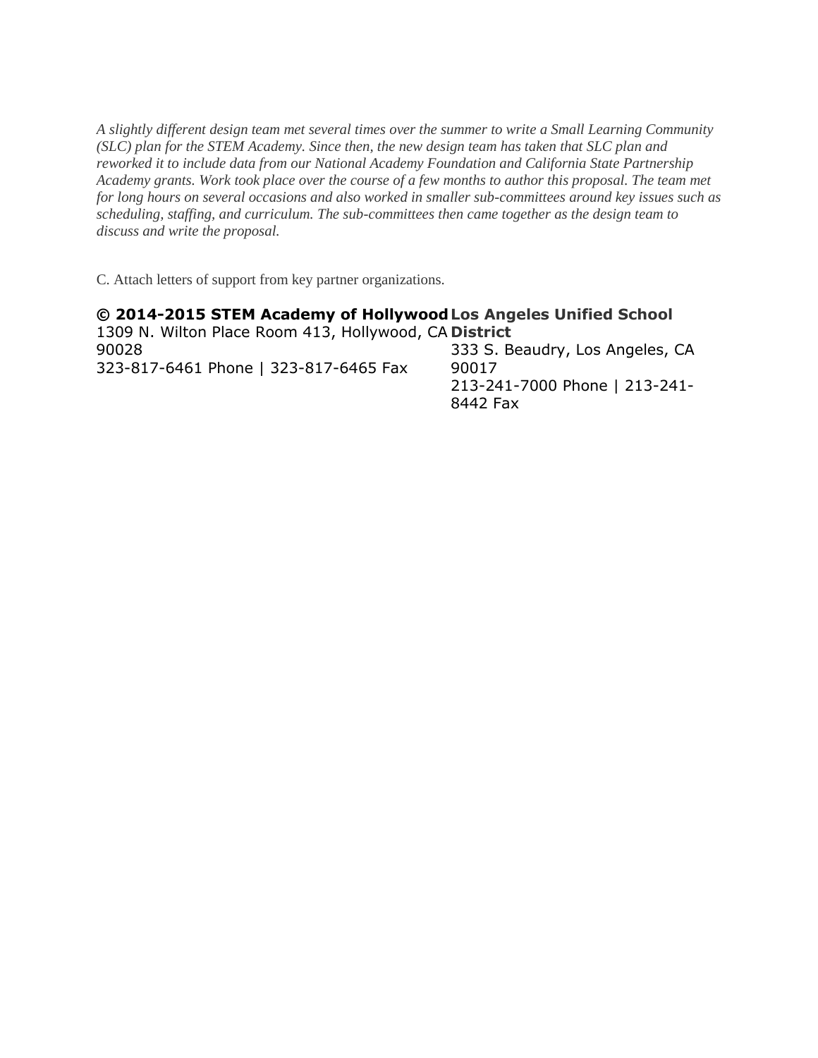*A slightly different design team met several times over the summer to write a Small Learning Community (SLC) plan for the STEM Academy. Since then, the new design team has taken that SLC plan and reworked it to include data from our National Academy Foundation and California State Partnership Academy grants. Work took place over the course of a few months to author this proposal. The team met for long hours on several occasions and also worked in smaller sub-committees around key issues such as scheduling, staffing, and curriculum. The sub-committees then came together as the design team to discuss and write the proposal.*

C. Attach letters of support from key partner organizations.

**© 2014-2015 STEM Academy of Hollywood**
1309 N. Wilton Place Room 413, Hollywood, CA 90028
323-817-6461 Phone | 323-817-6465 Fax

**Los Angeles Unified School District**
333 S. Beaudry, Los Angeles, CA 90017
213-241-7000 Phone | 213-241-8442 Fax